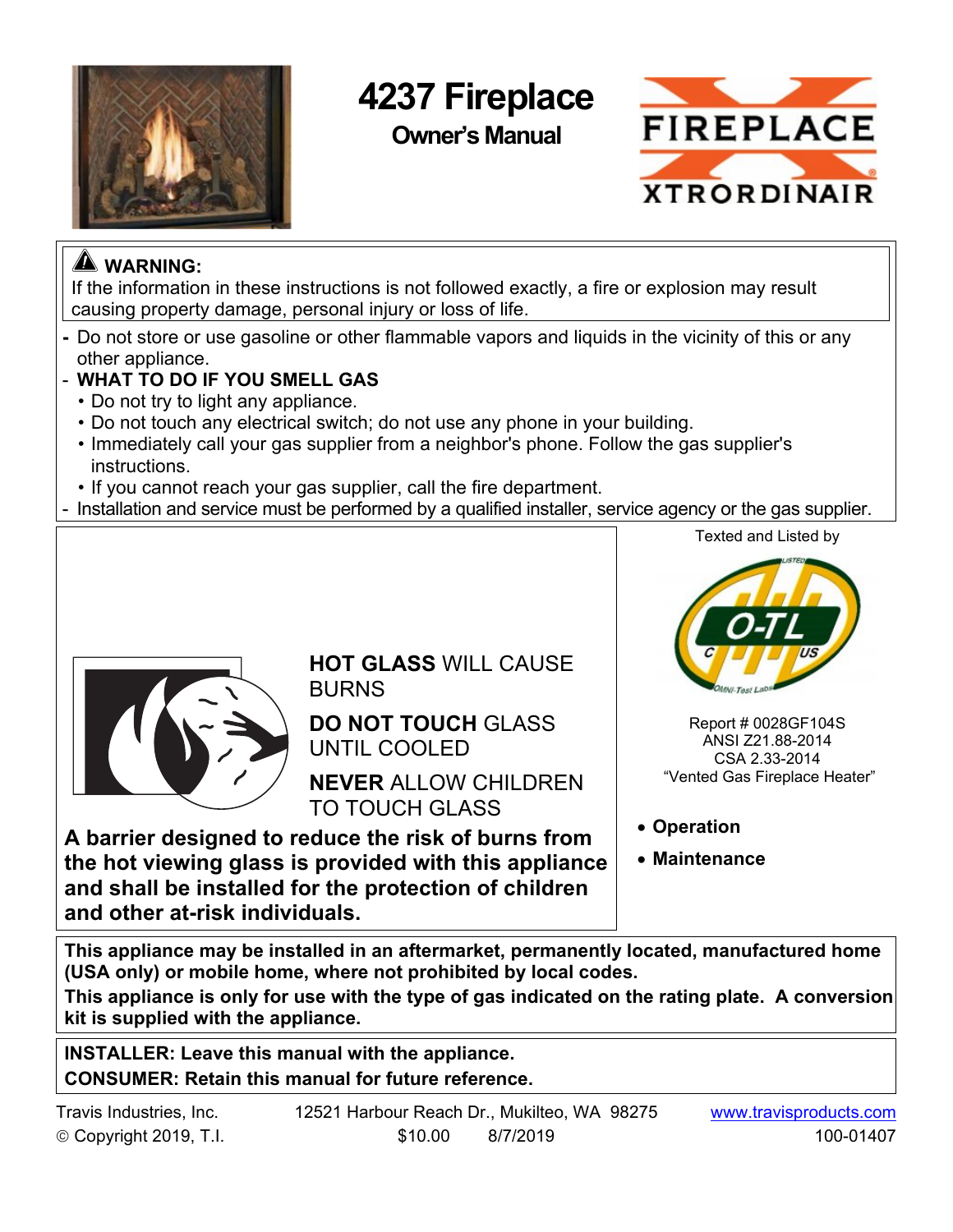# 4237 Fireplace

## Owner's Manual

FIREPLACE XTRORDINAIR

**WARNING:**
If the information in these instructions is not followed exactly, a fire or explosion may result causing property damage, personal injury or loss of life.

- Do not store or use gasoline or other flammable vapors and liquids in the vicinity of this or any other appliance.
- **WHAT TO DO IF YOU SMELL GAS**
  - Do not try to light any appliance.
  - Do not touch any electrical switch; do not use any phone in your building.
  - Immediately call your gas supplier from a neighbor's phone. Follow the gas supplier's instructions.
  - If you cannot reach your gas supplier, call the fire department.
- Installation and service must be performed by a qualified installer, service agency or the gas supplier.

**HOT GLASS** WILL CAUSE BURNS

**DO NOT TOUCH** GLASS UNTIL COOLED

**NEVER** ALLOW CHILDREN TO TOUCH GLASS

**A barrier designed to reduce the risk of burns from the hot viewing glass is provided with this appliance and shall be installed for the protection of children and other at-risk individuals.**

Texted and Listed by

O-TL C US OMNI-Test Labs

Report # 0028GF104S
ANSI Z21.88-2014
CSA 2.33-2014
"Vented Gas Fireplace Heater"

- **Operation**
- **Maintenance**

**This appliance may be installed in an aftermarket, permanently located, manufactured home (USA only) or mobile home, where not prohibited by local codes.**
**This appliance is only for use with the type of gas indicated on the rating plate. A conversion kit is supplied with the appliance.**

**INSTALLER: Leave this manual with the appliance.**
**CONSUMER: Retain this manual for future reference.**

Travis Industries, Inc. 12521 Harbour Reach Dr., Mukilteo, WA 98275 www.travisproducts.com
© Copyright 2019, T.I. $10.00 8/7/2019 100-01407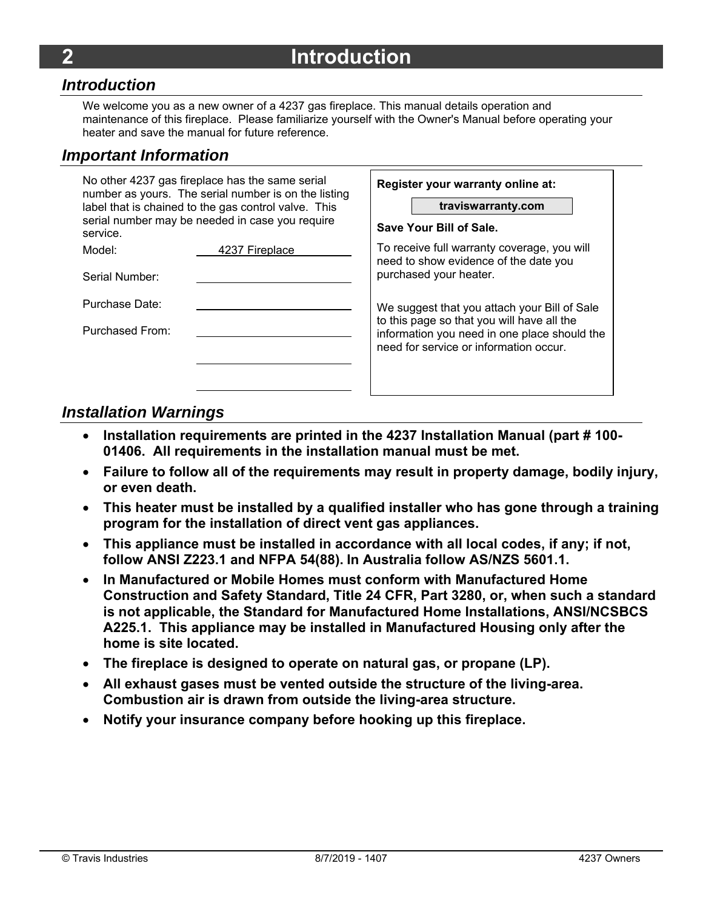# 2 Introduction

## Introduction

We welcome you as a new owner of a 4237 gas fireplace. This manual details operation and maintenance of this fireplace. Please familiarize yourself with the Owner's Manual before operating your heater and save the manual for future reference.

## Important Information

No other 4237 gas fireplace has the same serial number as yours. The serial number is on the listing label that is chained to the gas control valve. This serial number may be needed in case you require service.

| | |
|---|---|
| Model: | 4237 Fireplace |
| Serial Number: | |
| Purchase Date: | |
| Purchased From: | |
| | |
| | |

**Register your warranty online at:**

**traviswarranty.com**

**Save Your Bill of Sale.**

To receive full warranty coverage, you will need to show evidence of the date you purchased your heater.

We suggest that you attach your Bill of Sale to this page so that you will have all the information you need in one place should the need for service or information occur.

## Installation Warnings

- **Installation requirements are printed in the 4237 Installation Manual (part # 100-01406. All requirements in the installation manual must be met.**
- **Failure to follow all of the requirements may result in property damage, bodily injury, or even death.**
- **This heater must be installed by a qualified installer who has gone through a training program for the installation of direct vent gas appliances.**
- **This appliance must be installed in accordance with all local codes, if any; if not, follow ANSI Z223.1 and NFPA 54(88). In Australia follow AS/NZS 5601.1.**
- **In Manufactured or Mobile Homes must conform with Manufactured Home Construction and Safety Standard, Title 24 CFR, Part 3280, or, when such a standard is not applicable, the Standard for Manufactured Home Installations, ANSI/NCSBCS A225.1. This appliance may be installed in Manufactured Housing only after the home is site located.**
- **The fireplace is designed to operate on natural gas, or propane (LP).**
- **All exhaust gases must be vented outside the structure of the living-area. Combustion air is drawn from outside the living-area structure.**
- **Notify your insurance company before hooking up this fireplace.**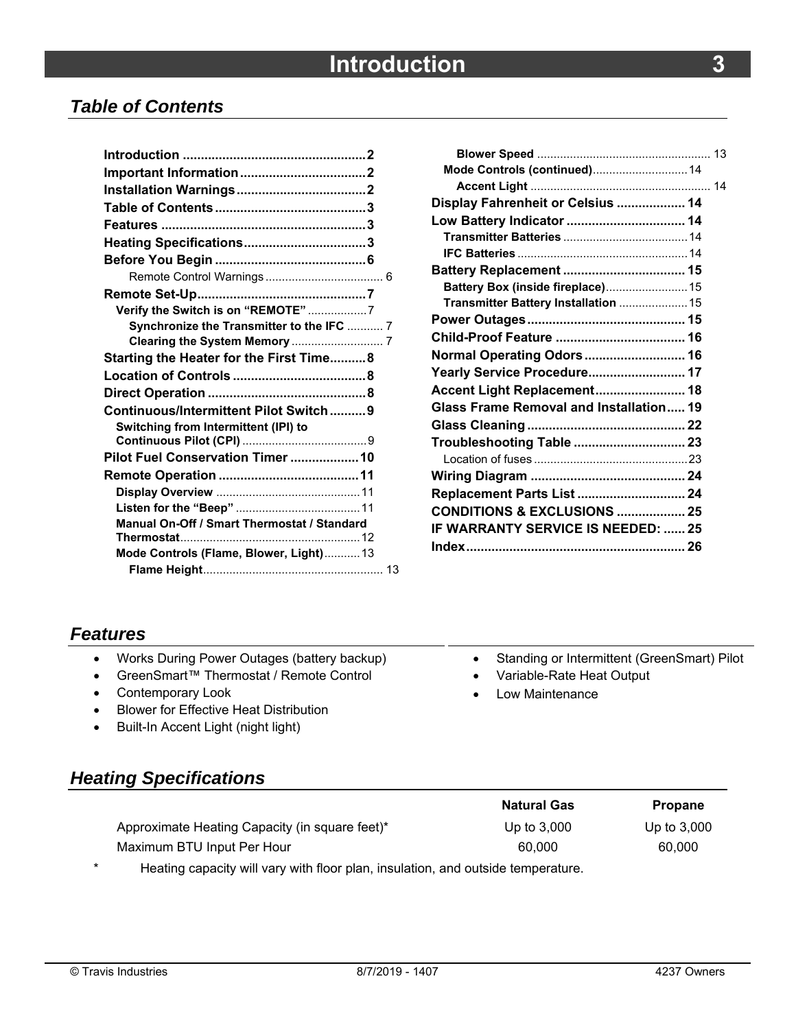# Introduction

## Table of Contents

- **Introduction** .......... 2
- **Important Information** .......... 2
- **Installation Warnings** .......... 2
- **Table of Contents** .......... 3
- **Features** .......... 3
- **Heating Specifications** .......... 3
- **Before You Begin** .......... 6
  - Remote Control Warnings .......... 6
- **Remote Set-Up** .......... 7
  - **Verify the Switch is on "REMOTE"** .......... 7
    - **Synchronize the Transmitter to the IFC** .......... 7
    - **Clearing the System Memory** .......... 7
- **Starting the Heater for the First Time** .......... 8
- **Location of Controls** .......... 8
- **Direct Operation** .......... 8
- **Continuous/Intermittent Pilot Switch** .......... 9
  - **Switching from Intermittent (IPI) to Continuous Pilot (CPI)** .......... 9
- **Pilot Fuel Conservation Timer** .......... 10
- **Remote Operation** .......... 11
  - **Display Overview** .......... 11
  - **Listen for the "Beep"** .......... 11
  - **Manual On-Off / Smart Thermostat / Standard Thermostat** .......... 12
  - **Mode Controls (Flame, Blower, Light)** .......... 13
    - **Flame Height** .......... 13
    - **Blower Speed** .......... 13
  - **Mode Controls (continued)** .......... 14
    - **Accent Light** .......... 14
- **Display Fahrenheit or Celsius** .......... 14
- **Low Battery Indicator** .......... 14
  - **Transmitter Batteries** .......... 14
  - **IFC Batteries** .......... 14
- **Battery Replacement** .......... 15
  - **Battery Box (inside fireplace)** .......... 15
  - **Transmitter Battery Installation** .......... 15
- **Power Outages** .......... 15
- **Child-Proof Feature** .......... 16
- **Normal Operating Odors** .......... 16
- **Yearly Service Procedure** .......... 17
- **Accent Light Replacement** .......... 18
- **Glass Frame Removal and Installation** .......... 19
- **Glass Cleaning** .......... 22
- **Troubleshooting Table** .......... 23
  - Location of fuses .......... 23
- **Wiring Diagram** .......... 24
- **Replacement Parts List** .......... 24
- **CONDITIONS & EXCLUSIONS** .......... 25
- **IF WARRANTY SERVICE IS NEEDED:** .......... 25
- **Index** .......... 26

## Features

- Works During Power Outages (battery backup)
- GreenSmart™ Thermostat / Remote Control
- Contemporary Look
- Blower for Effective Heat Distribution
- Built-In Accent Light (night light)
- Standing or Intermittent (GreenSmart) Pilot
- Variable-Rate Heat Output
- Low Maintenance

## Heating Specifications

| | Natural Gas | Propane |
|---|---|---|
| Approximate Heating Capacity (in square feet)* | Up to 3,000 | Up to 3,000 |
| Maximum BTU Input Per Hour | 60,000 | 60,000 |

\* Heating capacity will vary with floor plan, insulation, and outside temperature.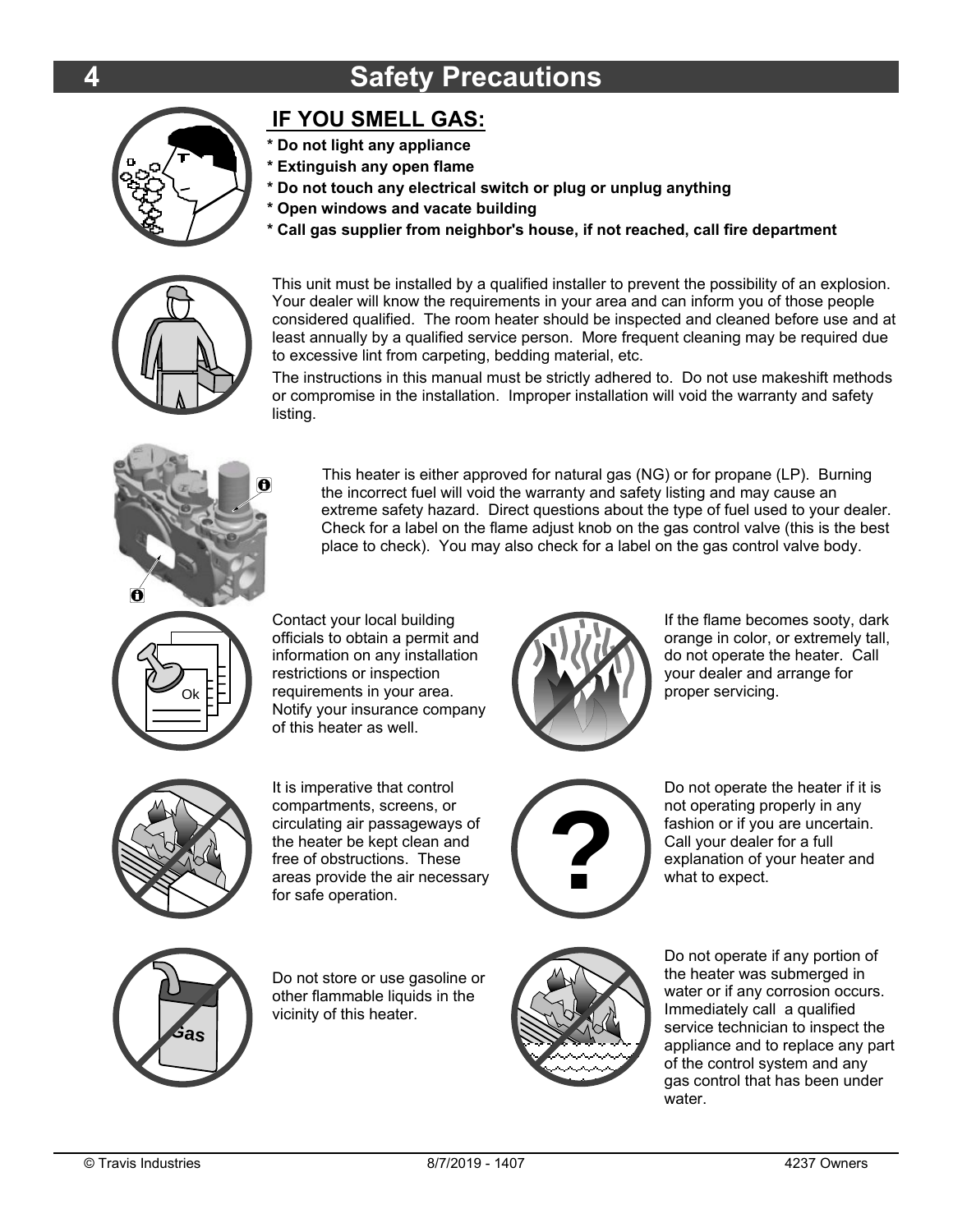# Safety Precautions

## IF YOU SMELL GAS:

* Do not light any appliance
* Extinguish any open flame
* Do not touch any electrical switch or plug or unplug anything
* Open windows and vacate building
* Call gas supplier from neighbor's house, if not reached, call fire department

This unit must be installed by a qualified installer to prevent the possibility of an explosion. Your dealer will know the requirements in your area and can inform you of those people considered qualified. The room heater should be inspected and cleaned before use and at least annually by a qualified service person. More frequent cleaning may be required due to excessive lint from carpeting, bedding material, etc.

The instructions in this manual must be strictly adhered to. Do not use makeshift methods or compromise in the installation. Improper installation will void the warranty and safety listing.

This heater is either approved for natural gas (NG) or for propane (LP). Burning the incorrect fuel will void the warranty and safety listing and may cause an extreme safety hazard. Direct questions about the type of fuel used to your dealer. Check for a label on the flame adjust knob on the gas control valve (this is the best place to check). You may also check for a label on the gas control valve body.

Contact your local building officials to obtain a permit and information on any installation restrictions or inspection requirements in your area. Notify your insurance company of this heater as well.

If the flame becomes sooty, dark orange in color, or extremely tall, do not operate the heater. Call your dealer and arrange for proper servicing.

It is imperative that control compartments, screens, or circulating air passageways of the heater be kept clean and free of obstructions. These areas provide the air necessary for safe operation.

Do not operate the heater if it is not operating properly in any fashion or if you are uncertain. Call your dealer for a full explanation of your heater and what to expect.

Do not store or use gasoline or other flammable liquids in the vicinity of this heater.

Do not operate if any portion of the heater was submerged in water or if any corrosion occurs. Immediately call a qualified service technician to inspect the appliance and to replace any part of the control system and any gas control that has been under water.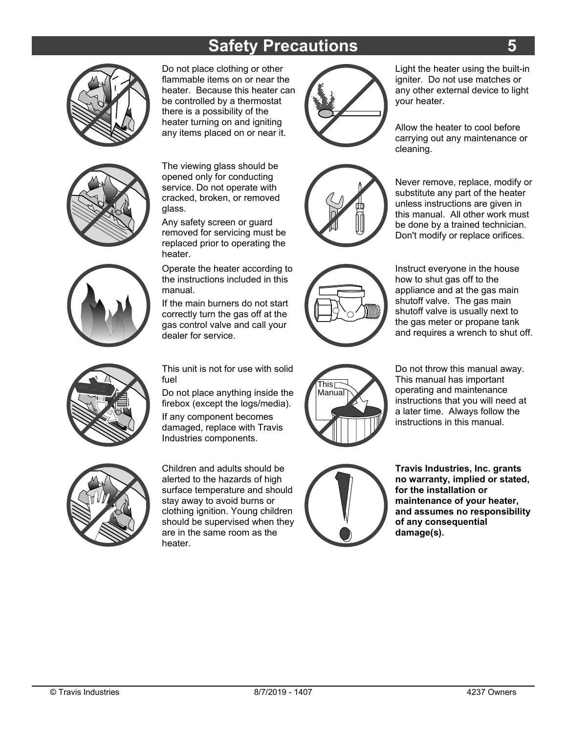# Safety Precautions

Do not place clothing or other flammable items on or near the heater. Because this heater can be controlled by a thermostat there is a possibility of the heater turning on and igniting any items placed on or near it.

The viewing glass should be opened only for conducting service. Do not operate with cracked, broken, or removed glass.

Any safety screen or guard removed for servicing must be replaced prior to operating the heater.

Operate the heater according to the instructions included in this manual.

If the main burners do not start correctly turn the gas off at the gas control valve and call your dealer for service.

This unit is not for use with solid fuel

Do not place anything inside the firebox (except the logs/media).

If any component becomes damaged, replace with Travis Industries components.

Children and adults should be alerted to the hazards of high surface temperature and should stay away to avoid burns or clothing ignition. Young children should be supervised when they are in the same room as the heater.

Light the heater using the built-in igniter. Do not use matches or any other external device to light your heater.

Allow the heater to cool before carrying out any maintenance or cleaning.

Never remove, replace, modify or substitute any part of the heater unless instructions are given in this manual. All other work must be done by a trained technician. Don't modify or replace orifices.

Instruct everyone in the house how to shut gas off to the appliance and at the gas main shutoff valve. The gas main shutoff valve is usually next to the gas meter or propane tank and requires a wrench to shut off.

Do not throw this manual away. This manual has important operating and maintenance instructions that you will need at a later time. Always follow the instructions in this manual.

**Travis Industries, Inc. grants no warranty, implied or stated, for the installation or maintenance of your heater, and assumes no responsibility of any consequential damage(s).**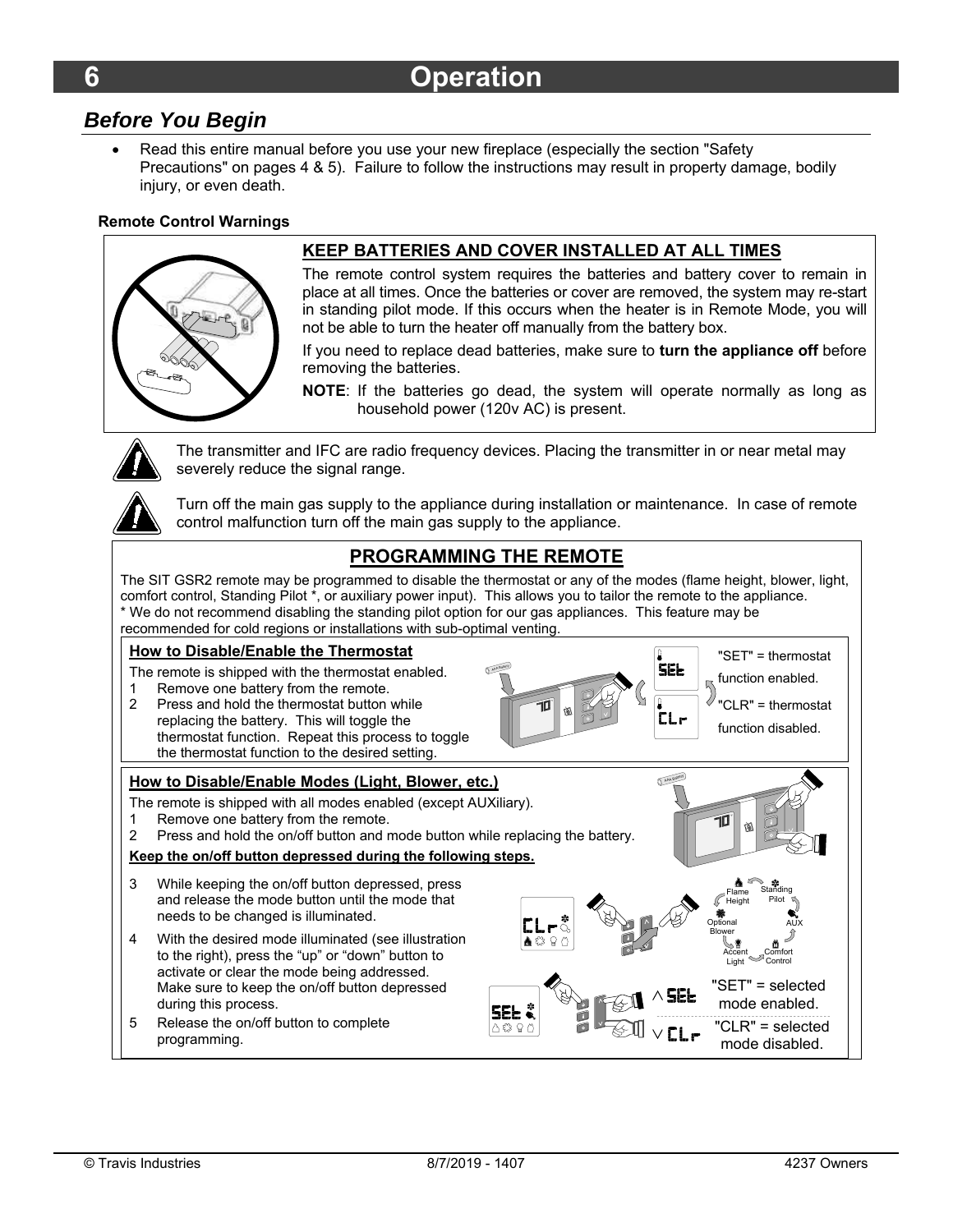# 6 Operation

## *Before You Begin*

- Read this entire manual before you use your new fireplace (especially the section "Safety Precautions" on pages 4 & 5). Failure to follow the instructions may result in property damage, bodily injury, or even death.

**Remote Control Warnings**

**KEEP BATTERIES AND COVER INSTALLED AT ALL TIMES**

The remote control system requires the batteries and battery cover to remain in place at all times. Once the batteries or cover are removed, the system may re-start in standing pilot mode. If this occurs when the heater is in Remote Mode, you will not be able to turn the heater off manually from the battery box.

If you need to replace dead batteries, make sure to **turn the appliance off** before removing the batteries.

**NOTE**: If the batteries go dead, the system will operate normally as long as household power (120v AC) is present.

The transmitter and IFC are radio frequency devices. Placing the transmitter in or near metal may severely reduce the signal range.

Turn off the main gas supply to the appliance during installation or maintenance. In case of remote control malfunction turn off the main gas supply to the appliance.

**PROGRAMMING THE REMOTE**

The SIT GSR2 remote may be programmed to disable the thermostat or any of the modes (flame height, blower, light, comfort control, Standing Pilot *, or auxiliary power input). This allows you to tailor the remote to the appliance.
* We do not recommend disabling the standing pilot option for our gas appliances. This feature may be recommended for cold regions or installations with sub-optimal venting.

**How to Disable/Enable the Thermostat**

The remote is shipped with the thermostat enabled.

1. Remove one battery from the remote.
2. Press and hold the thermostat button while replacing the battery. This will toggle the thermostat function. Repeat this process to toggle the thermostat function to the desired setting.

"SET" = thermostat function enabled.

"CLR" = thermostat function disabled.

**How to Disable/Enable Modes (Light, Blower, etc.)**

The remote is shipped with all modes enabled (except AUXiliary).

1. Remove one battery from the remote.
2. Press and hold the on/off button and mode button while replacing the battery.

**Keep the on/off button depressed during the following steps.**

3. While keeping the on/off button depressed, press and release the mode button until the mode that needs to be changed is illuminated.
4. With the desired mode illuminated (see illustration to the right), press the "up" or "down" button to activate or clear the mode being addressed. Make sure to keep the on/off button depressed during this process.
5. Release the on/off button to complete programming.

Flame Height, Standing Pilot, AUX, Comfort Control, Accent Light, Optional Blower

"SET" = selected mode enabled.

"CLR" = selected mode disabled.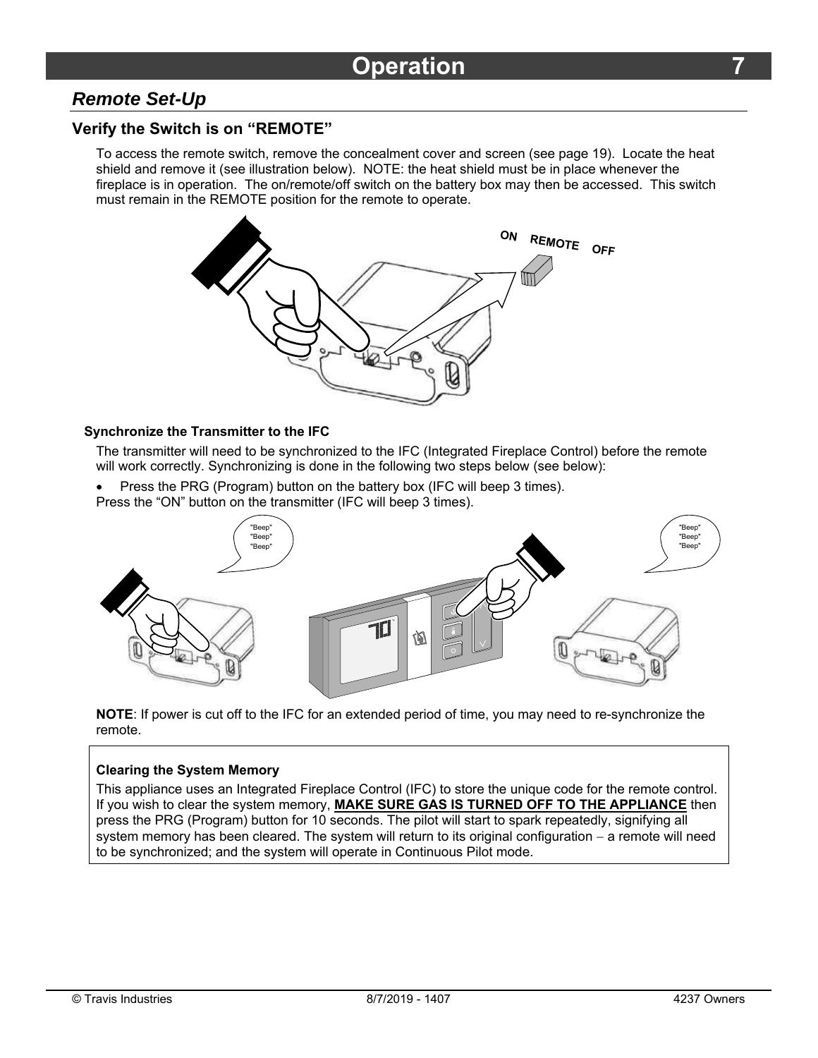# Operation

## *Remote Set-Up*

### Verify the Switch is on "REMOTE"

To access the remote switch, remove the concealment cover and screen (see page 19). Locate the heat shield and remove it (see illustration below). NOTE: the heat shield must be in place whenever the fireplace is in operation. The on/remote/off switch on the battery box may then be accessed. This switch must remain in the REMOTE position for the remote to operate.

#### Synchronize the Transmitter to the IFC

The transmitter will need to be synchronized to the IFC (Integrated Fireplace Control) before the remote will work correctly. Synchronizing is done in the following two steps below (see below):

- Press the PRG (Program) button on the battery box (IFC will beep 3 times).

Press the "ON" button on the transmitter (IFC will beep 3 times).

**NOTE**: If power is cut off to the IFC for an extended period of time, you may need to re-synchronize the remote.

**Clearing the System Memory**

This appliance uses an Integrated Fireplace Control (IFC) to store the unique code for the remote control. If you wish to clear the system memory, **MAKE SURE GAS IS TURNED OFF TO THE APPLIANCE** then press the PRG (Program) button for 10 seconds. The pilot will start to spark repeatedly, signifying all system memory has been cleared. The system will return to its original configuration – a remote will need to be synchronized; and the system will operate in Continuous Pilot mode.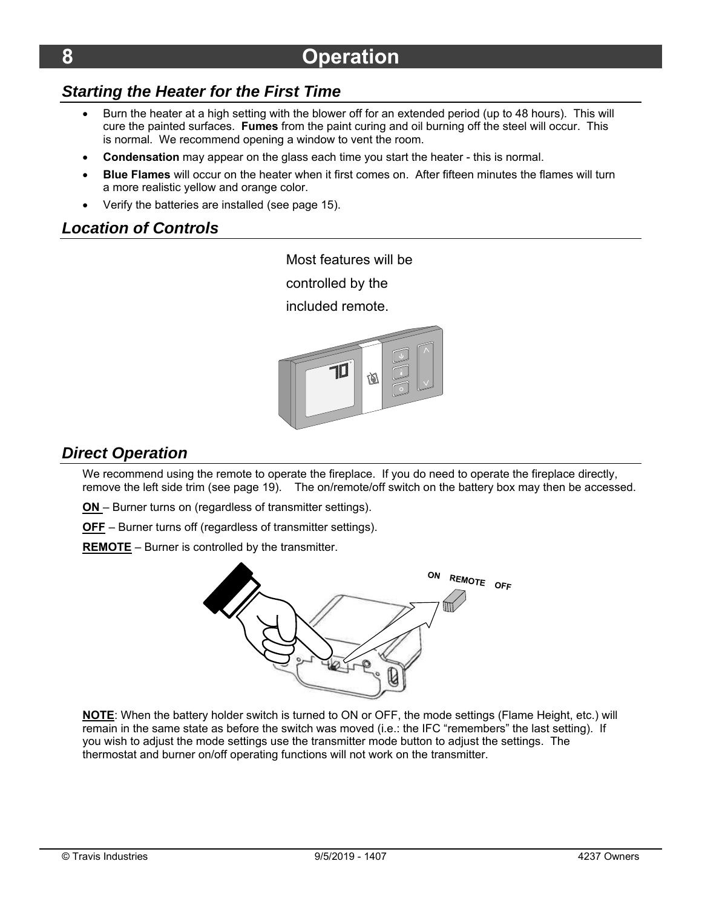# 8 Operation

## *Starting the Heater for the First Time*

- Burn the heater at a high setting with the blower off for an extended period (up to 48 hours). This will cure the painted surfaces. **Fumes** from the paint curing and oil burning off the steel will occur. This is normal. We recommend opening a window to vent the room.
- **Condensation** may appear on the glass each time you start the heater - this is normal.
- **Blue Flames** will occur on the heater when it first comes on. After fifteen minutes the flames will turn a more realistic yellow and orange color.
- Verify the batteries are installed (see page 15).

## *Location of Controls*

Most features will be controlled by the included remote.

## *Direct Operation*

We recommend using the remote to operate the fireplace. If you do need to operate the fireplace directly, remove the left side trim (see page 19). The on/remote/off switch on the battery box may then be accessed.

**ON** – Burner turns on (regardless of transmitter settings).

**OFF** – Burner turns off (regardless of transmitter settings).

**REMOTE** – Burner is controlled by the transmitter.

**NOTE**: When the battery holder switch is turned to ON or OFF, the mode settings (Flame Height, etc.) will remain in the same state as before the switch was moved (i.e.: the IFC "remembers" the last setting). If you wish to adjust the mode settings use the transmitter mode button to adjust the settings. The thermostat and burner on/off operating functions will not work on the transmitter.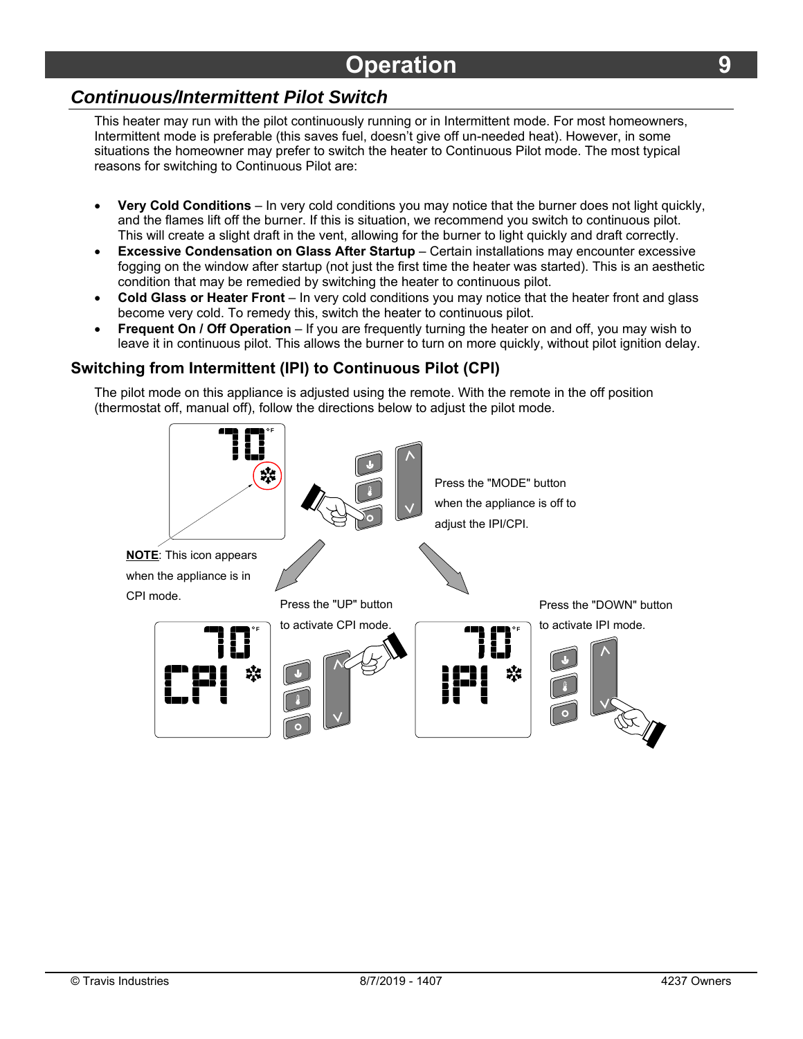# Operation

## *Continuous/Intermittent Pilot Switch*

This heater may run with the pilot continuously running or in Intermittent mode. For most homeowners, Intermittent mode is preferable (this saves fuel, doesn't give off un-needed heat). However, in some situations the homeowner may prefer to switch the heater to Continuous Pilot mode. The most typical reasons for switching to Continuous Pilot are:

- **Very Cold Conditions** – In very cold conditions you may notice that the burner does not light quickly, and the flames lift off the burner. If this is situation, we recommend you switch to continuous pilot. This will create a slight draft in the vent, allowing for the burner to light quickly and draft correctly.
- **Excessive Condensation on Glass After Startup** – Certain installations may encounter excessive fogging on the window after startup (not just the first time the heater was started). This is an aesthetic condition that may be remedied by switching the heater to continuous pilot.
- **Cold Glass or Heater Front** – In very cold conditions you may notice that the heater front and glass become very cold. To remedy this, switch the heater to continuous pilot.
- **Frequent On / Off Operation** – If you are frequently turning the heater on and off, you may wish to leave it in continuous pilot. This allows the burner to turn on more quickly, without pilot ignition delay.

### Switching from Intermittent (IPI) to Continuous Pilot (CPI)

The pilot mode on this appliance is adjusted using the remote. With the remote in the off position (thermostat off, manual off), follow the directions below to adjust the pilot mode.

Press the "MODE" button when the appliance is off to adjust the IPI/CPI.

**NOTE**: This icon appears when the appliance is in CPI mode.

Press the "UP" button to activate CPI mode.

Press the "DOWN" button to activate IPI mode.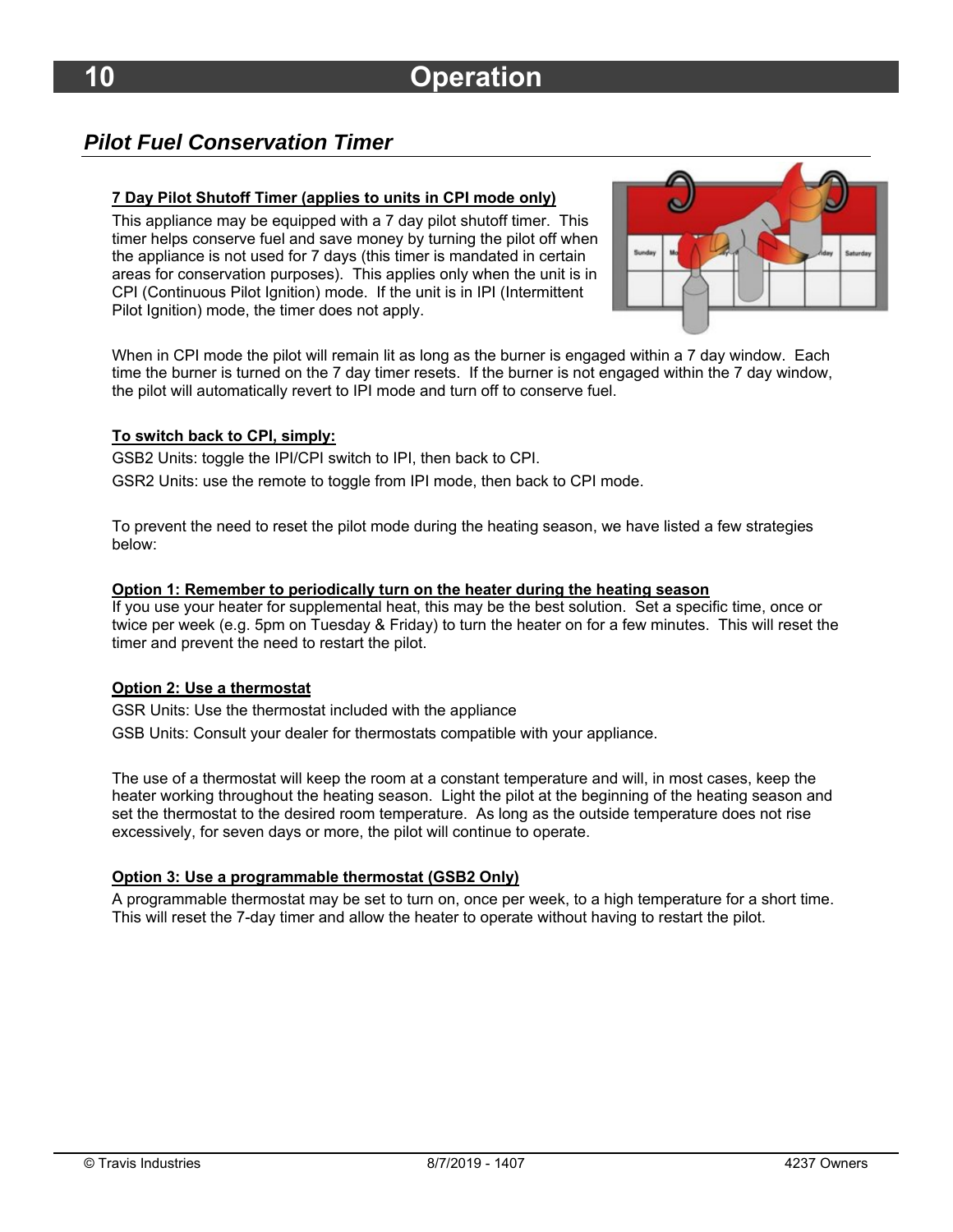# 10 Operation

## *Pilot Fuel Conservation Timer*

**7 Day Pilot Shutoff Timer (applies to units in CPI mode only)**

This appliance may be equipped with a 7 day pilot shutoff timer. This timer helps conserve fuel and save money by turning the pilot off when the appliance is not used for 7 days (this timer is mandated in certain areas for conservation purposes). This applies only when the unit is in CPI (Continuous Pilot Ignition) mode. If the unit is in IPI (Intermittent Pilot Ignition) mode, the timer does not apply.

When in CPI mode the pilot will remain lit as long as the burner is engaged within a 7 day window. Each time the burner is turned on the 7 day timer resets. If the burner is not engaged within the 7 day window, the pilot will automatically revert to IPI mode and turn off to conserve fuel.

**To switch back to CPI, simply:**

GSB2 Units: toggle the IPI/CPI switch to IPI, then back to CPI.

GSR2 Units: use the remote to toggle from IPI mode, then back to CPI mode.

To prevent the need to reset the pilot mode during the heating season, we have listed a few strategies below:

**Option 1: Remember to periodically turn on the heater during the heating season**

If you use your heater for supplemental heat, this may be the best solution. Set a specific time, once or twice per week (e.g. 5pm on Tuesday & Friday) to turn the heater on for a few minutes. This will reset the timer and prevent the need to restart the pilot.

**Option 2: Use a thermostat**

GSR Units: Use the thermostat included with the appliance

GSB Units: Consult your dealer for thermostats compatible with your appliance.

The use of a thermostat will keep the room at a constant temperature and will, in most cases, keep the heater working throughout the heating season. Light the pilot at the beginning of the heating season and set the thermostat to the desired room temperature. As long as the outside temperature does not rise excessively, for seven days or more, the pilot will continue to operate.

**Option 3: Use a programmable thermostat (GSB2 Only)**

A programmable thermostat may be set to turn on, once per week, to a high temperature for a short time. This will reset the 7-day timer and allow the heater to operate without having to restart the pilot.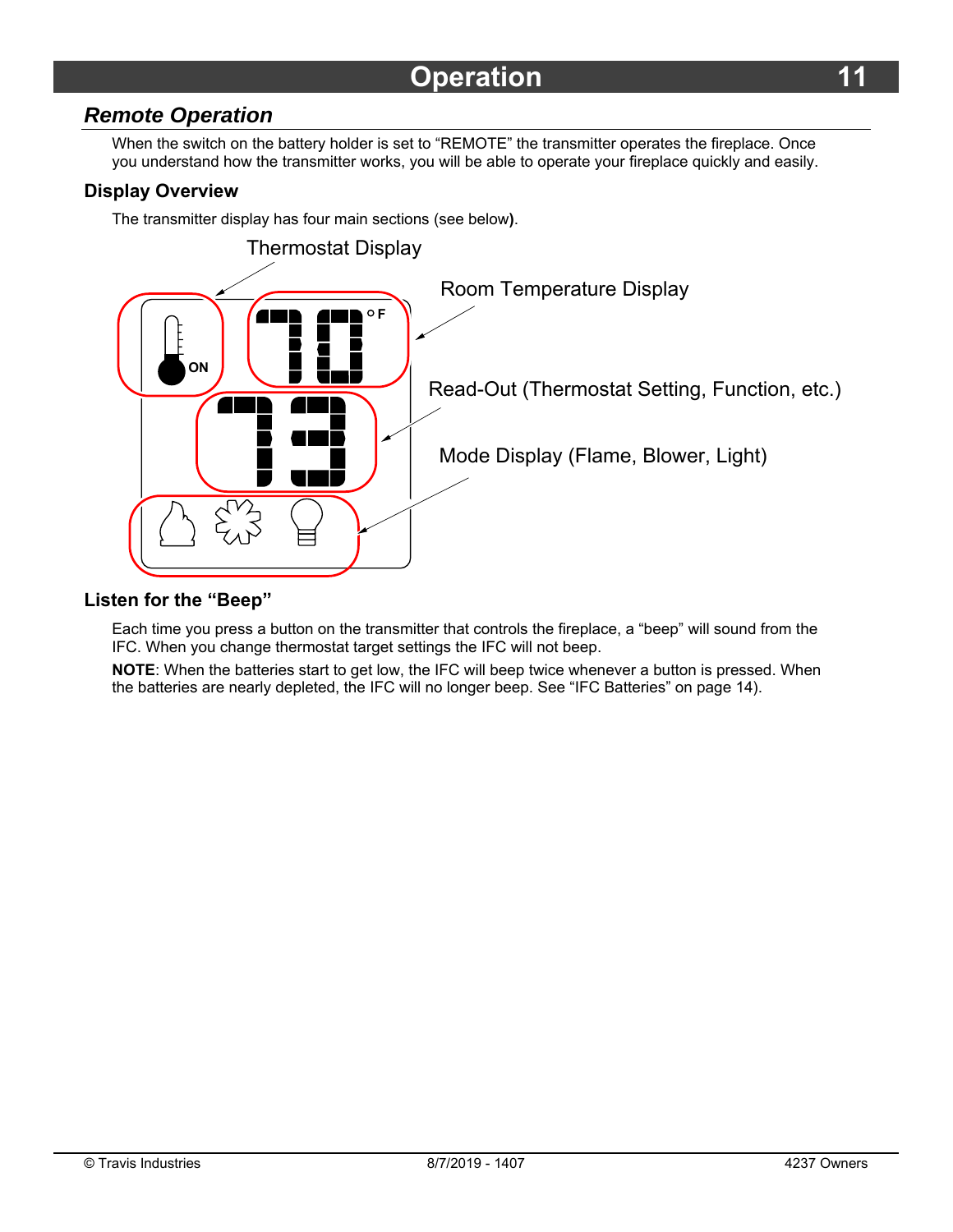## Operation

### *Remote Operation*

When the switch on the battery holder is set to “REMOTE” the transmitter operates the fireplace. Once you understand how the transmitter works, you will be able to operate your fireplace quickly and easily.

#### Display Overview

The transmitter display has four main sections (see below).

Thermostat Display

Room Temperature Display

Read-Out (Thermostat Setting, Function, etc.)

Mode Display (Flame, Blower, Light)

#### Listen for the “Beep”

Each time you press a button on the transmitter that controls the fireplace, a “beep” will sound from the IFC. When you change thermostat target settings the IFC will not beep.

**NOTE**: When the batteries start to get low, the IFC will beep twice whenever a button is pressed. When the batteries are nearly depleted, the IFC will no longer beep. See “IFC Batteries” on page 14).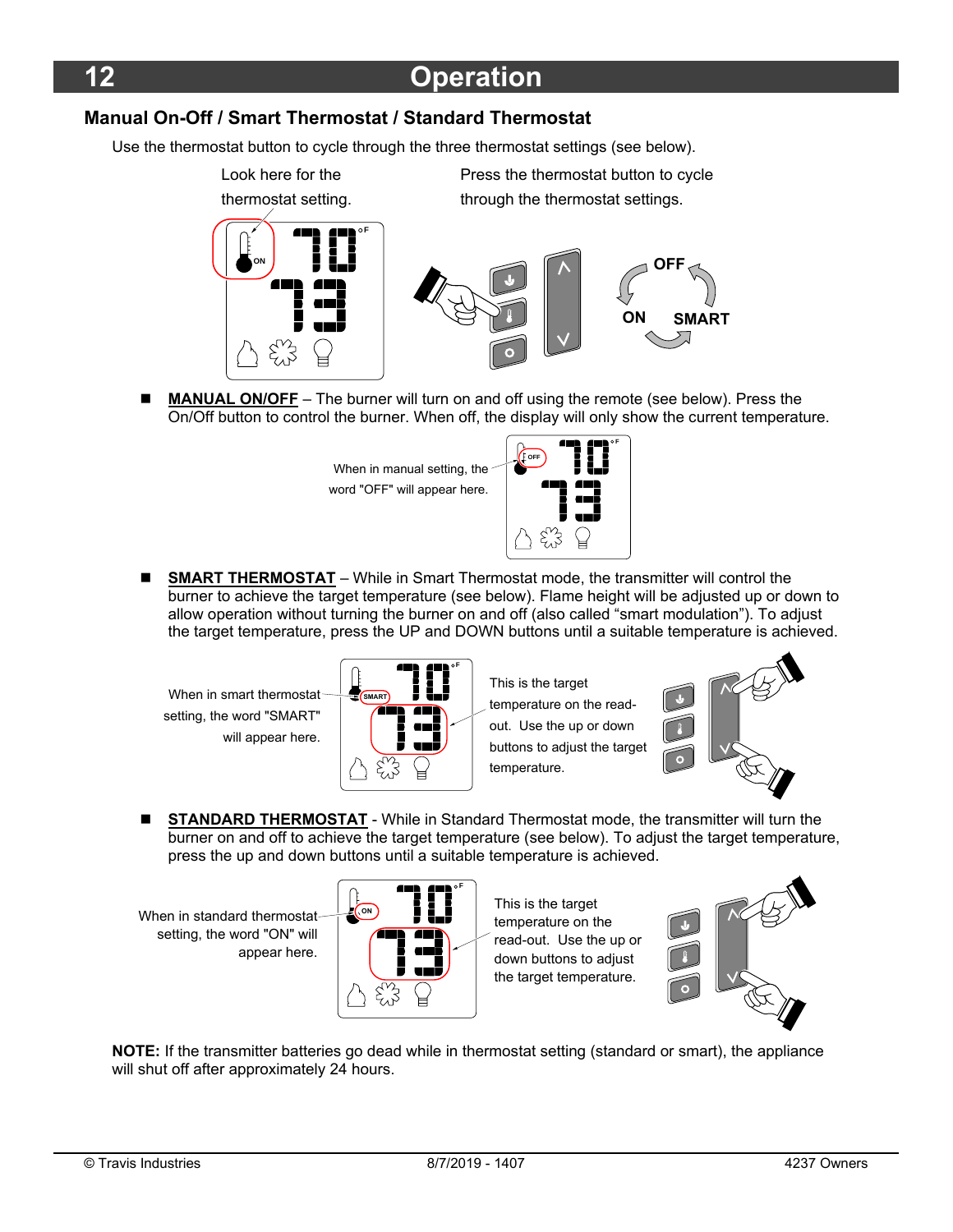# Operation

## Manual On-Off / Smart Thermostat / Standard Thermostat

Use the thermostat button to cycle through the three thermostat settings (see below).

Look here for the thermostat setting.

Press the thermostat button to cycle through the thermostat settings.

OFF
ON
SMART

- **MANUAL ON/OFF** – The burner will turn on and off using the remote (see below). Press the On/Off button to control the burner. When off, the display will only show the current temperature.

When in manual setting, the word "OFF" will appear here.

- **SMART THERMOSTAT** – While in Smart Thermostat mode, the transmitter will control the burner to achieve the target temperature (see below). Flame height will be adjusted up or down to allow operation without turning the burner on and off (also called "smart modulation"). To adjust the target temperature, press the UP and DOWN buttons until a suitable temperature is achieved.

When in smart thermostat setting, the word "SMART" will appear here.

This is the target temperature on the read-out. Use the up or down buttons to adjust the target temperature.

- **STANDARD THERMOSTAT** - While in Standard Thermostat mode, the transmitter will turn the burner on and off to achieve the target temperature (see below). To adjust the target temperature, press the up and down buttons until a suitable temperature is achieved.

When in standard thermostat setting, the word "ON" will appear here.

This is the target temperature on the read-out. Use the up or down buttons to adjust the target temperature.

**NOTE:** If the transmitter batteries go dead while in thermostat setting (standard or smart), the appliance will shut off after approximately 24 hours.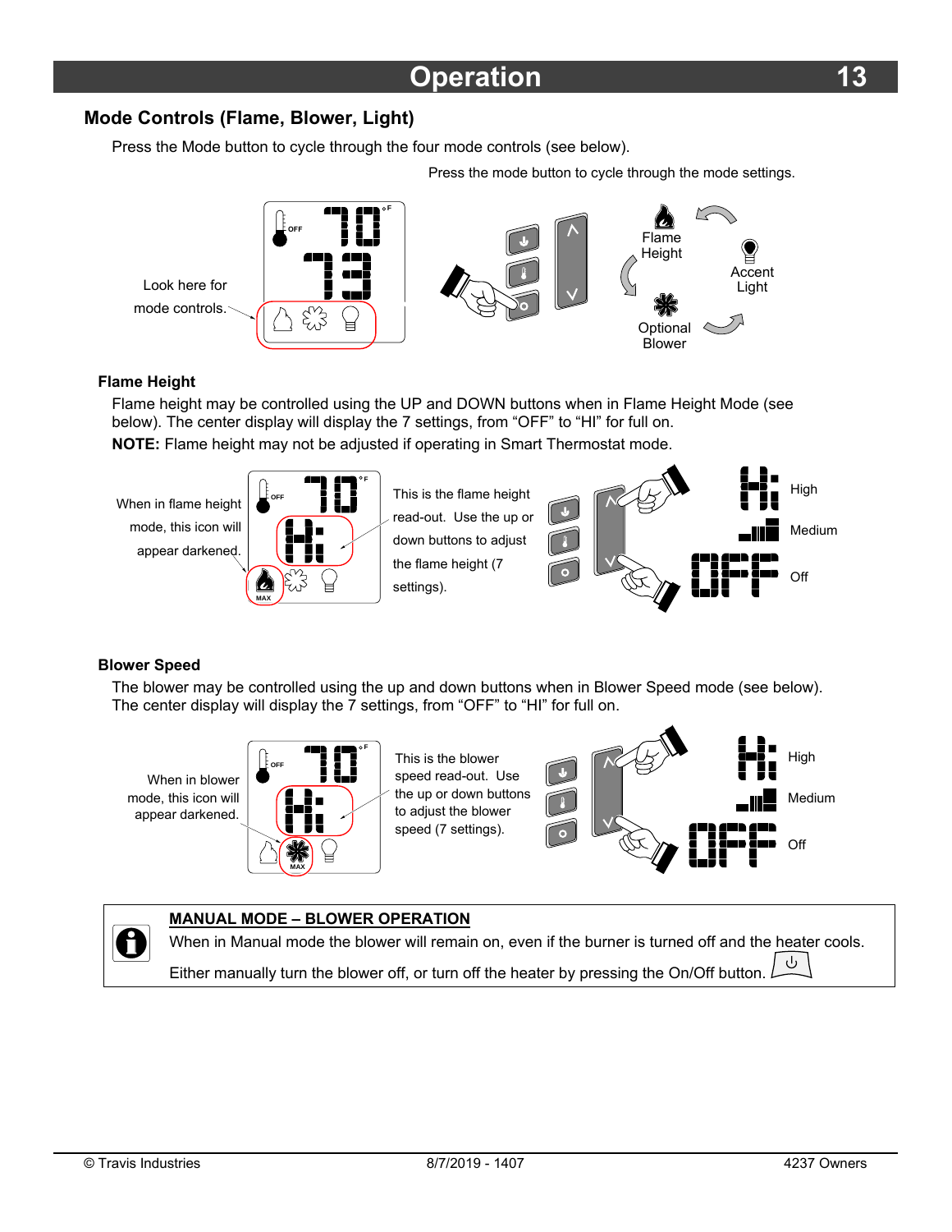# Operation

## Mode Controls (Flame, Blower, Light)

Press the Mode button to cycle through the four mode controls (see below).

Press the mode button to cycle through the mode settings.

Look here for mode controls.

Flame Height

Accent Light

Optional Blower

### Flame Height

Flame height may be controlled using the UP and DOWN buttons when in Flame Height Mode (see below). The center display will display the 7 settings, from "OFF" to "HI" for full on.

**NOTE:** Flame height may not be adjusted if operating in Smart Thermostat mode.

When in flame height mode, this icon will appear darkened.

This is the flame height read-out. Use the up or down buttons to adjust the flame height (7 settings).

High

Medium

Off

### Blower Speed

The blower may be controlled using the up and down buttons when in Blower Speed mode (see below). The center display will display the 7 settings, from "OFF" to "HI" for full on.

When in blower mode, this icon will appear darkened.

This is the blower speed read-out. Use the up or down buttons to adjust the blower speed (7 settings).

High

Medium

Off

**MANUAL MODE – BLOWER OPERATION**

When in Manual mode the blower will remain on, even if the burner is turned off and the heater cools.

Either manually turn the blower off, or turn off the heater by pressing the On/Off button.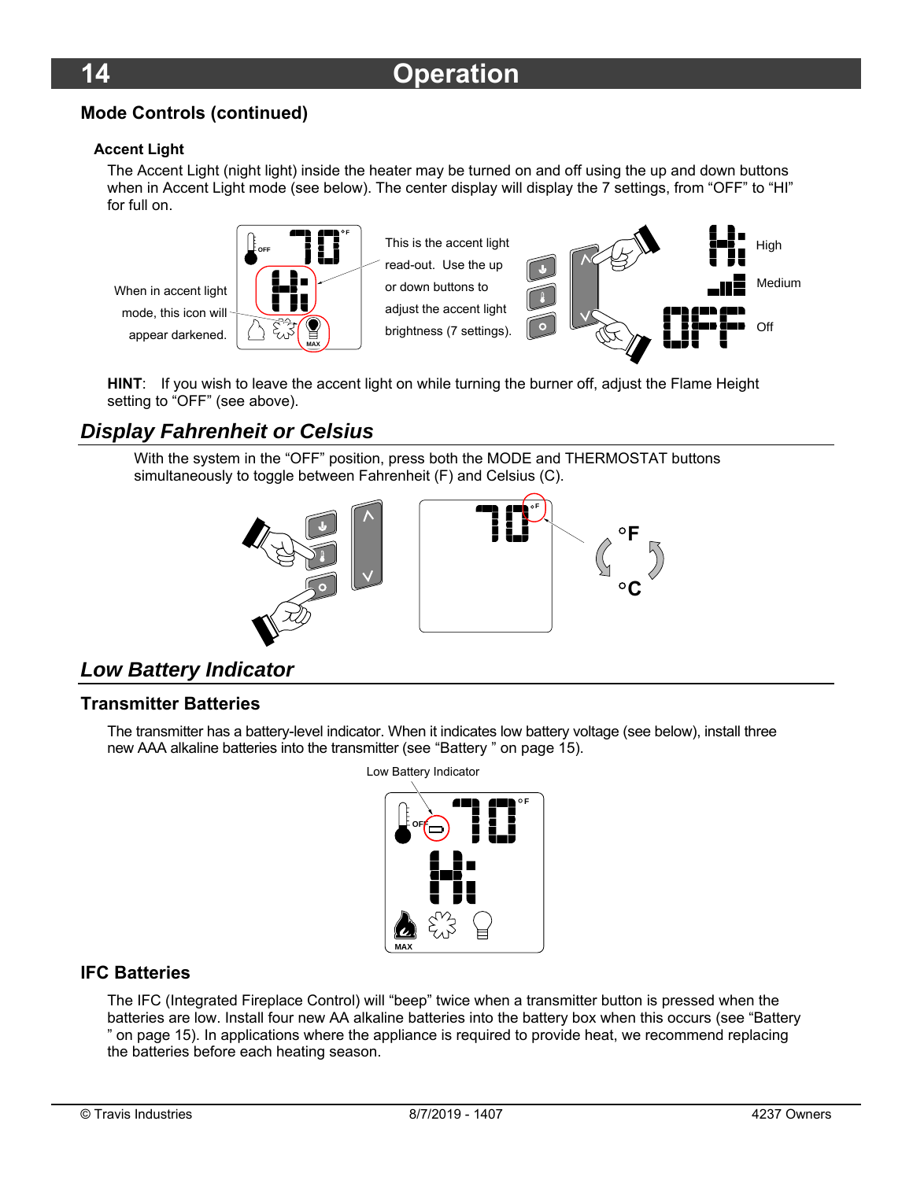## Mode Controls (continued)

### Accent Light

The Accent Light (night light) inside the heater may be turned on and off using the up and down buttons when in Accent Light mode (see below). The center display will display the 7 settings, from “OFF” to “HI” for full on.

When in accent light mode, this icon will appear darkened.

This is the accent light read-out. Use the up or down buttons to adjust the accent light brightness (7 settings).

High

Medium

Off

**HINT**: If you wish to leave the accent light on while turning the burner off, adjust the Flame Height setting to “OFF” (see above).

## *Display Fahrenheit or Celsius*

With the system in the “OFF” position, press both the MODE and THERMOSTAT buttons simultaneously to toggle between Fahrenheit (F) and Celsius (C).

## *Low Battery Indicator*

### Transmitter Batteries

The transmitter has a battery-level indicator. When it indicates low battery voltage (see below), install three new AAA alkaline batteries into the transmitter (see “Battery ” on page 15).

Low Battery Indicator

### IFC Batteries

The IFC (Integrated Fireplace Control) will “beep” twice when a transmitter button is pressed when the batteries are low. Install four new AA alkaline batteries into the battery box when this occurs (see “Battery ” on page 15). In applications where the appliance is required to provide heat, we recommend replacing the batteries before each heating season.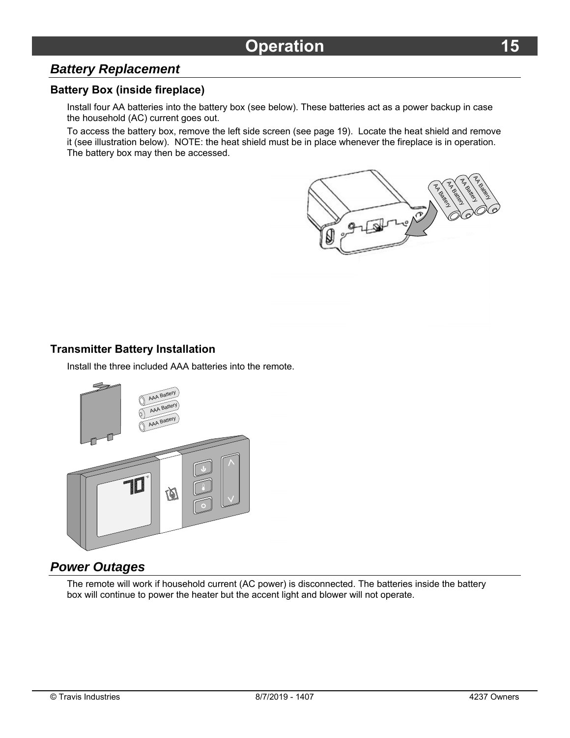## Battery Replacement

### Battery Box (inside fireplace)

Install four AA batteries into the battery box (see below). These batteries act as a power backup in case the household (AC) current goes out.

To access the battery box, remove the left side screen (see page 19). Locate the heat shield and remove it (see illustration below). NOTE: the heat shield must be in place whenever the fireplace is in operation. The battery box may then be accessed.

### Transmitter Battery Installation

Install the three included AAA batteries into the remote.

## Power Outages

The remote will work if household current (AC power) is disconnected. The batteries inside the battery box will continue to power the heater but the accent light and blower will not operate.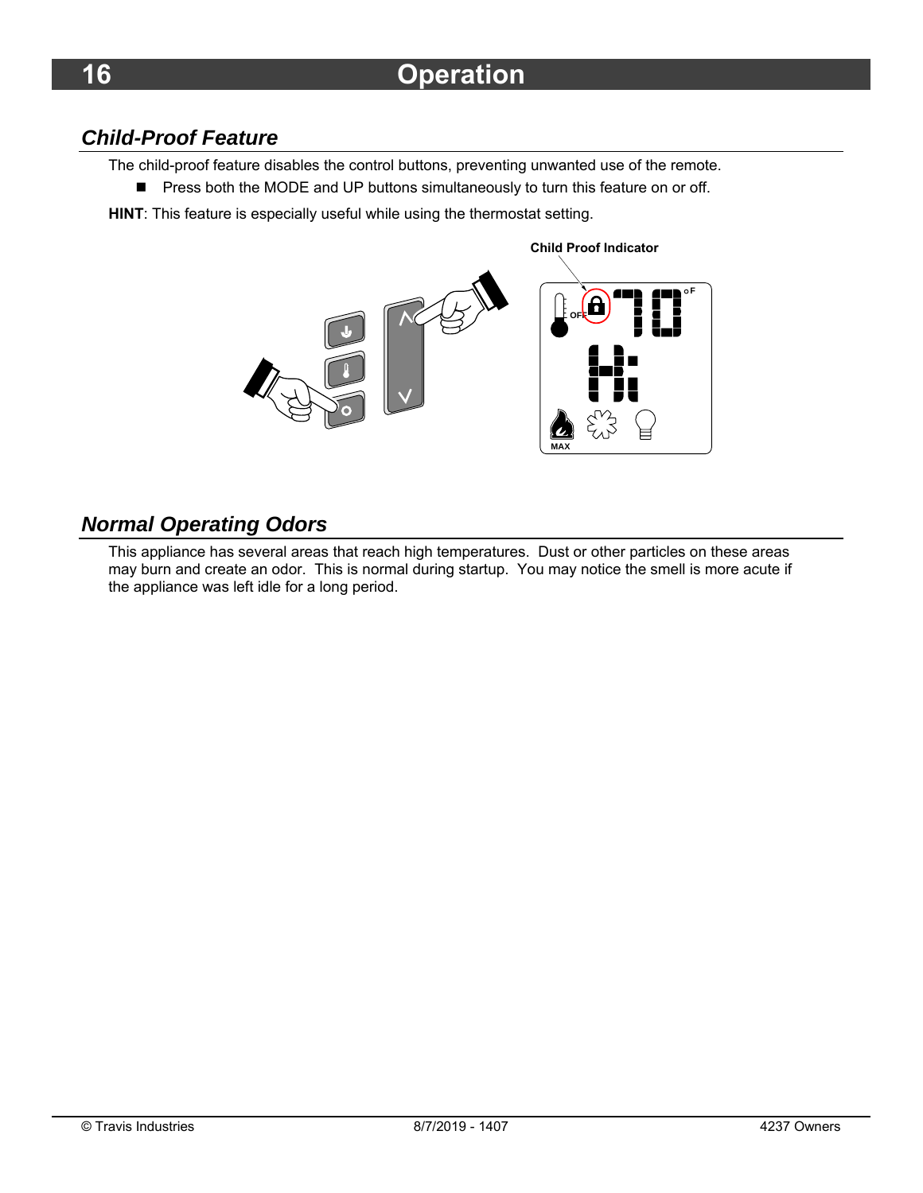## Child-Proof Feature

The child-proof feature disables the control buttons, preventing unwanted use of the remote.

- Press both the MODE and UP buttons simultaneously to turn this feature on or off.

**HINT**: This feature is especially useful while using the thermostat setting.

**Child Proof Indicator**

## Normal Operating Odors

This appliance has several areas that reach high temperatures. Dust or other particles on these areas may burn and create an odor. This is normal during startup. You may notice the smell is more acute if the appliance was left idle for a long period.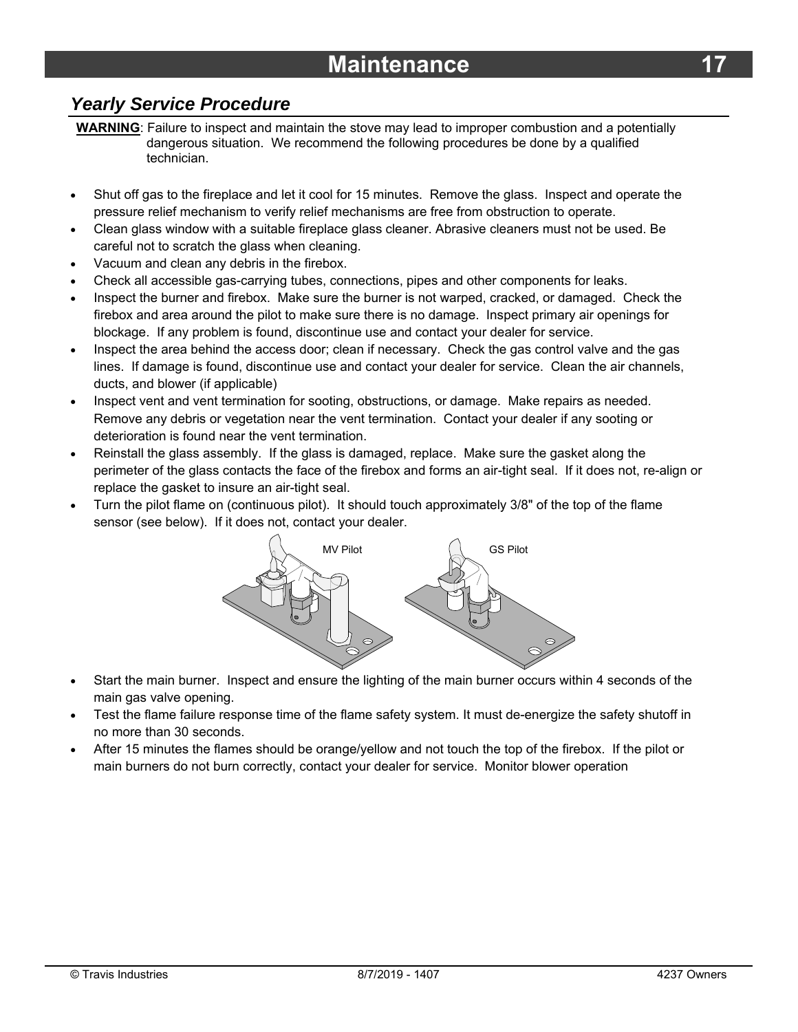# Maintenance

## *Yearly Service Procedure*

**WARNING**: Failure to inspect and maintain the stove may lead to improper combustion and a potentially dangerous situation. We recommend the following procedures be done by a qualified technician.

- Shut off gas to the fireplace and let it cool for 15 minutes. Remove the glass. Inspect and operate the pressure relief mechanism to verify relief mechanisms are free from obstruction to operate.
- Clean glass window with a suitable fireplace glass cleaner. Abrasive cleaners must not be used. Be careful not to scratch the glass when cleaning.
- Vacuum and clean any debris in the firebox.
- Check all accessible gas-carrying tubes, connections, pipes and other components for leaks.
- Inspect the burner and firebox. Make sure the burner is not warped, cracked, or damaged. Check the firebox and area around the pilot to make sure there is no damage. Inspect primary air openings for blockage. If any problem is found, discontinue use and contact your dealer for service.
- Inspect the area behind the access door; clean if necessary. Check the gas control valve and the gas lines. If damage is found, discontinue use and contact your dealer for service. Clean the air channels, ducts, and blower (if applicable)
- Inspect vent and vent termination for sooting, obstructions, or damage. Make repairs as needed. Remove any debris or vegetation near the vent termination. Contact your dealer if any sooting or deterioration is found near the vent termination.
- Reinstall the glass assembly. If the glass is damaged, replace. Make sure the gasket along the perimeter of the glass contacts the face of the firebox and forms an air-tight seal. If it does not, re-align or replace the gasket to insure an air-tight seal.
- Turn the pilot flame on (continuous pilot). It should touch approximately 3/8" of the top of the flame sensor (see below). If it does not, contact your dealer.

MV Pilot GS Pilot

- Start the main burner. Inspect and ensure the lighting of the main burner occurs within 4 seconds of the main gas valve opening.
- Test the flame failure response time of the flame safety system. It must de-energize the safety shutoff in no more than 30 seconds.
- After 15 minutes the flames should be orange/yellow and not touch the top of the firebox. If the pilot or main burners do not burn correctly, contact your dealer for service. Monitor blower operation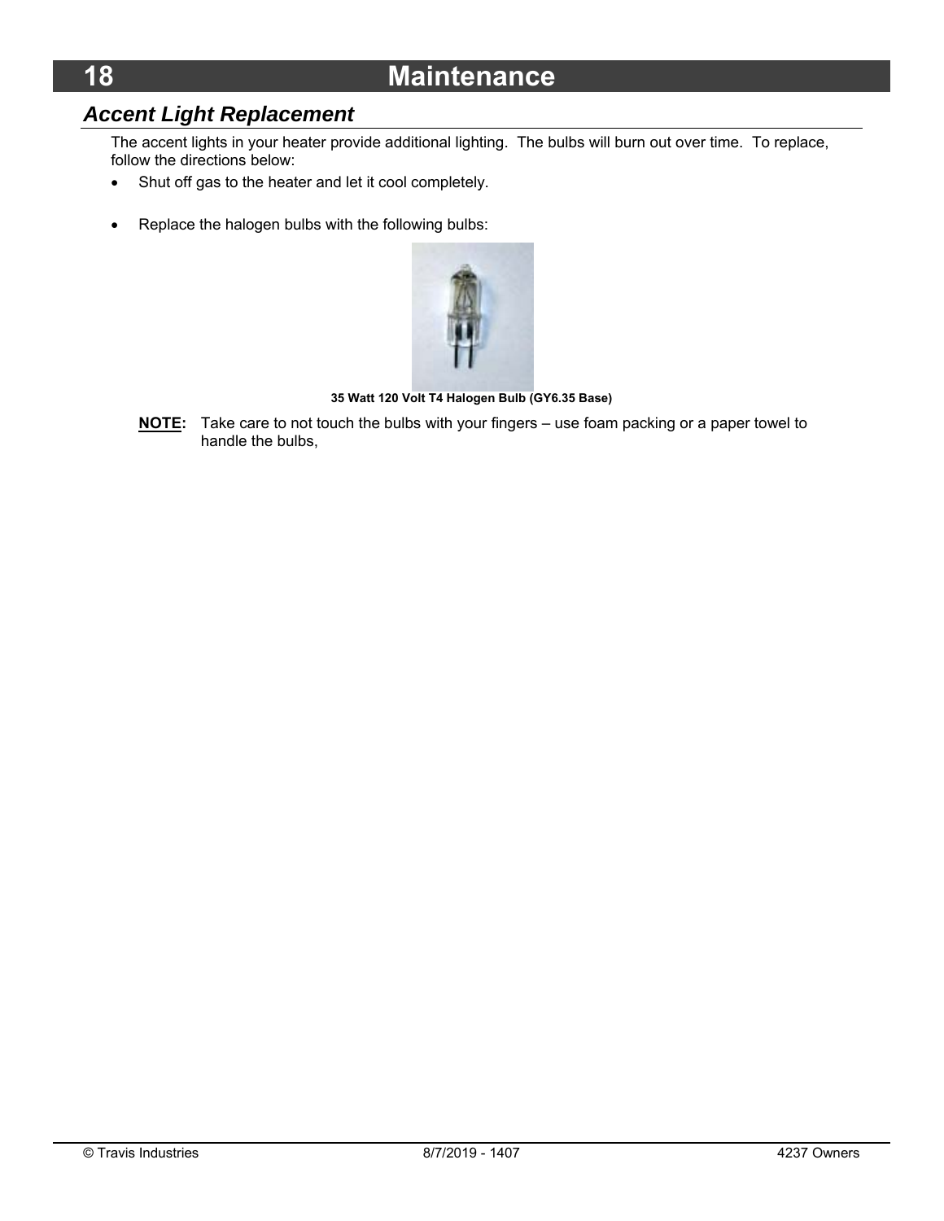# Maintenance

## Accent Light Replacement

The accent lights in your heater provide additional lighting. The bulbs will burn out over time. To replace, follow the directions below:

- Shut off gas to the heater and let it cool completely.
- Replace the halogen bulbs with the following bulbs:

**35 Watt 120 Volt T4 Halogen Bulb (GY6.35 Base)**

**NOTE:** Take care to not touch the bulbs with your fingers – use foam packing or a paper towel to handle the bulbs,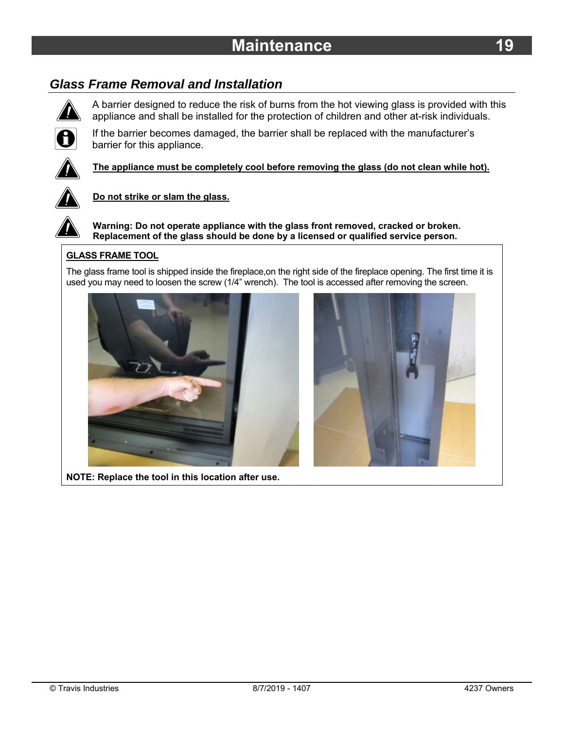## Glass Frame Removal and Installation

A barrier designed to reduce the risk of burns from the hot viewing glass is provided with this appliance and shall be installed for the protection of children and other at-risk individuals.

If the barrier becomes damaged, the barrier shall be replaced with the manufacturer's barrier for this appliance.

**The appliance must be completely cool before removing the glass (do not clean while hot).**

**Do not strike or slam the glass.**

**Warning: Do not operate appliance with the glass front removed, cracked or broken. Replacement of the glass should be done by a licensed or qualified service person.**

**GLASS FRAME TOOL**

The glass frame tool is shipped inside the fireplace,on the right side of the fireplace opening. The first time it is used you may need to loosen the screw (1/4" wrench). The tool is accessed after removing the screen.

**NOTE: Replace the tool in this location after use.**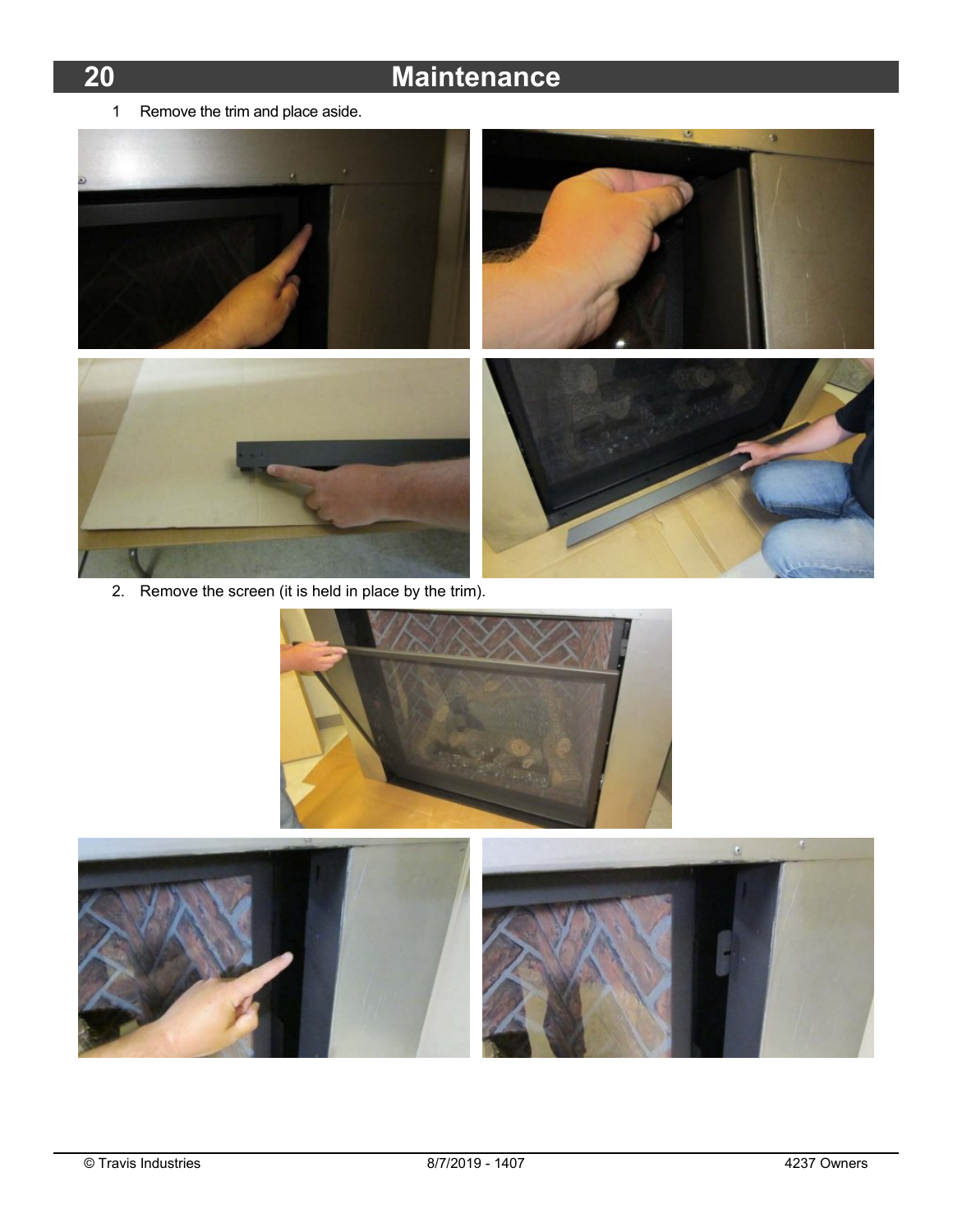# Maintenance

1 Remove the trim and place aside.

2. Remove the screen (it is held in place by the trim).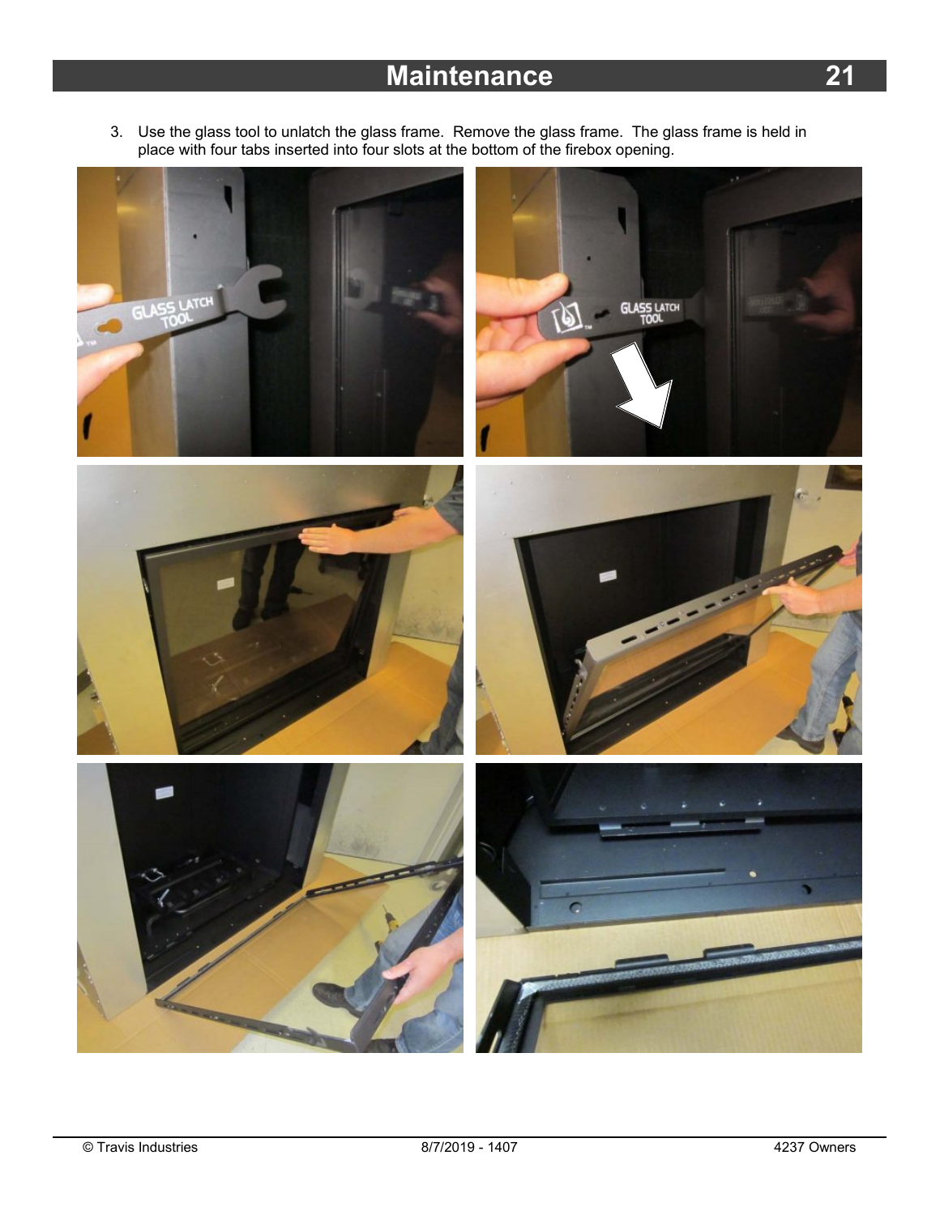## Maintenance

3. Use the glass tool to unlatch the glass frame. Remove the glass frame. The glass frame is held in place with four tabs inserted into four slots at the bottom of the firebox opening.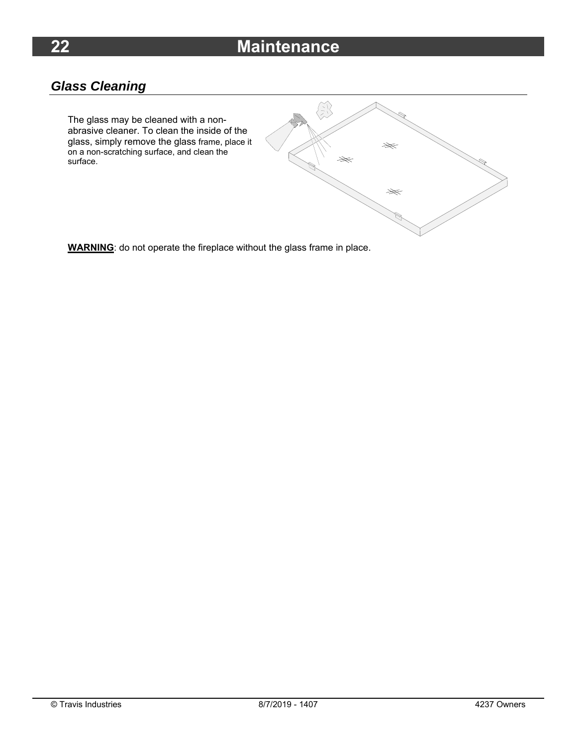# Maintenance

## *Glass Cleaning*

The glass may be cleaned with a non-abrasive cleaner. To clean the inside of the glass, simply remove the glass frame, place it on a non-scratching surface, and clean the surface.

**WARNING**: do not operate the fireplace without the glass frame in place.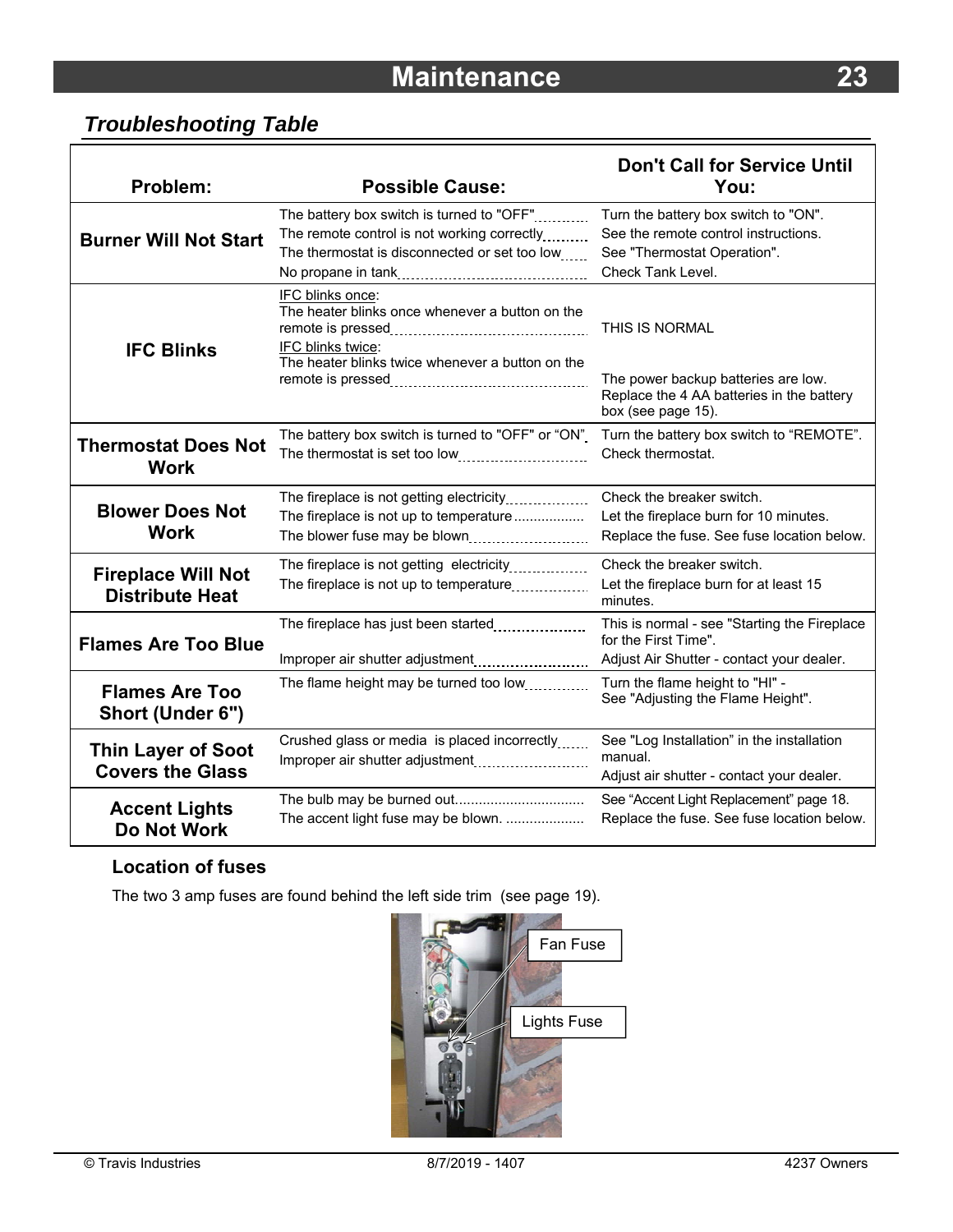## Troubleshooting Table

| Problem: | Possible Cause: | Don't Call for Service Until You: |
|---|---|---|
| **Burner Will Not Start** | The battery box switch is turned to "OFF"<br>The remote control is not working correctly<br>The thermostat is disconnected or set too low<br>No propane in tank | Turn the battery box switch to "ON".<br>See the remote control instructions.<br>See "Thermostat Operation".<br>Check Tank Level. |
| **IFC Blinks** | IFC blinks once:<br>The heater blinks once whenever a button on the remote is pressed<br>IFC blinks twice:<br>The heater blinks twice whenever a button on the remote is pressed | THIS IS NORMAL<br><br>The power backup batteries are low. Replace the 4 AA batteries in the battery box (see page 15). |
| **Thermostat Does Not Work** | The battery box switch is turned to "OFF" or "ON"<br>The thermostat is set too low | Turn the battery box switch to "REMOTE".<br>Check thermostat. |
| **Blower Does Not Work** | The fireplace is not getting electricity<br>The fireplace is not up to temperature<br>The blower fuse may be blown | Check the breaker switch.<br>Let the fireplace burn for 10 minutes.<br>Replace the fuse. See fuse location below. |
| **Fireplace Will Not Distribute Heat** | The fireplace is not getting electricity<br>The fireplace is not up to temperature | Check the breaker switch.<br>Let the fireplace burn for at least 15 minutes. |
| **Flames Are Too Blue** | The fireplace has just been started<br>Improper air shutter adjustment | This is normal - see "Starting the Fireplace for the First Time".<br>Adjust Air Shutter - contact your dealer. |
| **Flames Are Too Short (Under 6")** | The flame height may be turned too low | Turn the flame height to "HI" - See "Adjusting the Flame Height". |
| **Thin Layer of Soot Covers the Glass** | Crushed glass or media is placed incorrectly<br>Improper air shutter adjustment | See "Log Installation" in the installation manual.<br>Adjust air shutter - contact your dealer. |
| **Accent Lights Do Not Work** | The bulb may be burned out<br>The accent light fuse may be blown. | See "Accent Light Replacement" page 18.<br>Replace the fuse. See fuse location below. |

### Location of fuses

The two 3 amp fuses are found behind the left side trim (see page 19).

Fan Fuse

Lights Fuse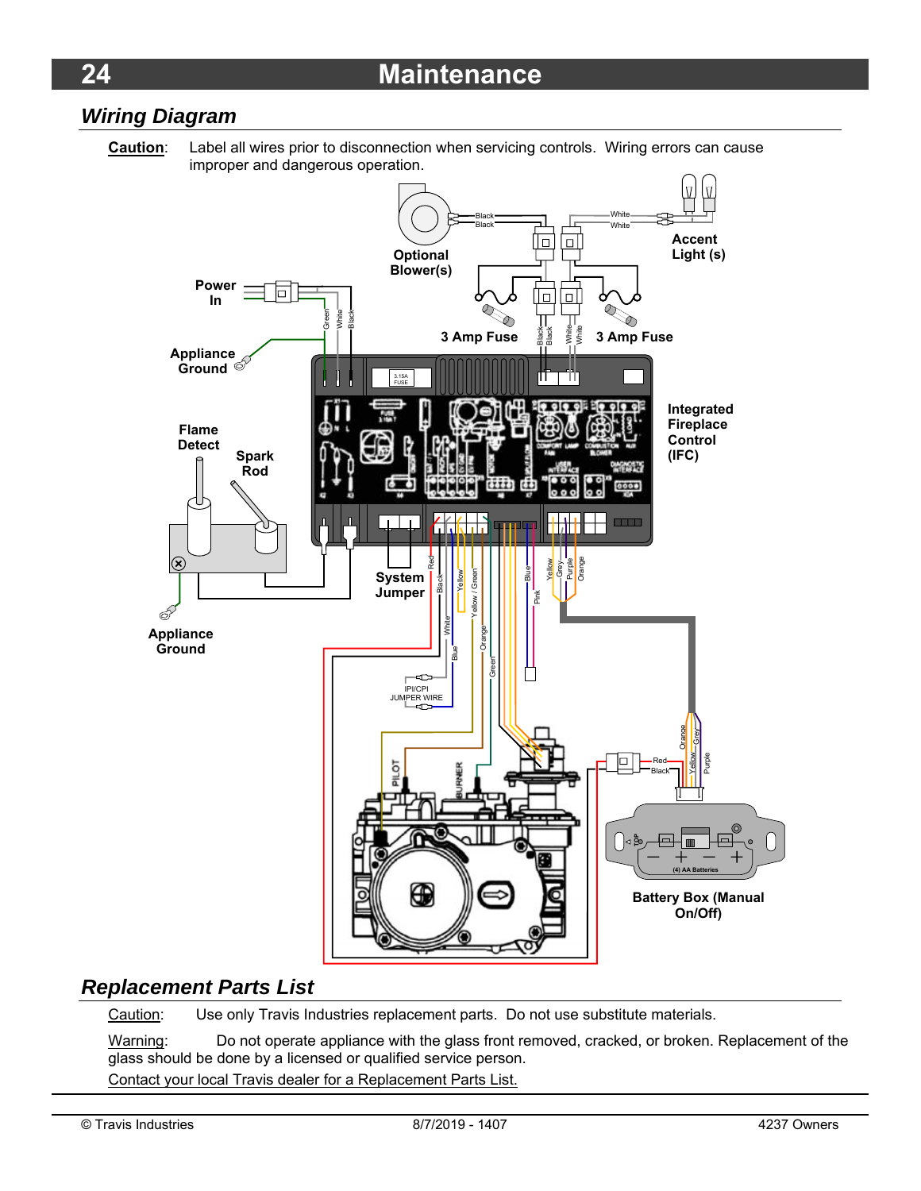## Wiring Diagram

**Caution**: Label all wires prior to disconnection when servicing controls. Wiring errors can cause improper and dangerous operation.

## Replacement Parts List

Caution: Use only Travis Industries replacement parts. Do not use substitute materials.

Warning: Do not operate appliance with the glass front removed, cracked, or broken. Replacement of the glass should be done by a licensed or qualified service person.

Contact your local Travis dealer for a Replacement Parts List.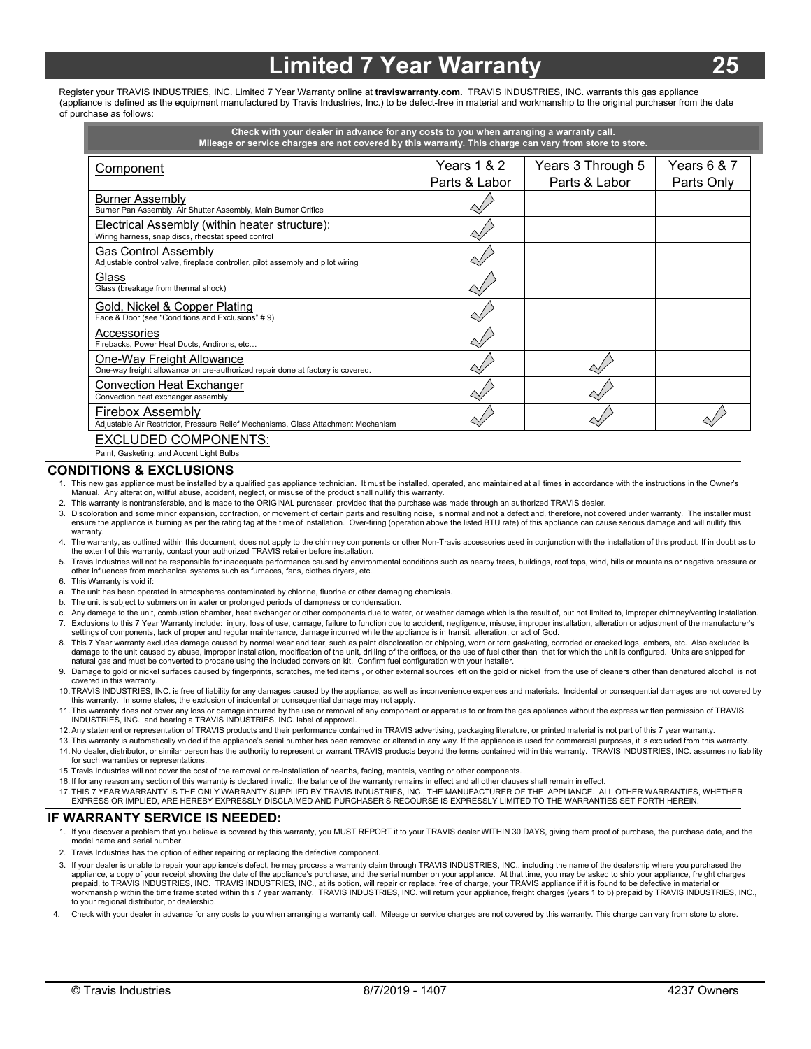# Limited 7 Year Warranty

Register your TRAVIS INDUSTRIES, INC. Limited 7 Year Warranty online at **traviswarranty.com.** TRAVIS INDUSTRIES, INC. warrants this gas appliance (appliance is defined as the equipment manufactured by Travis Industries, Inc.) to be defect-free in material and workmanship to the original purchaser from the date of purchase as follows:

**Check with your dealer in advance for any costs to you when arranging a warranty call. Mileage or service charges are not covered by this warranty. This charge can vary from store to store.**

| Component | Years 1 & 2 Parts & Labor | Years 3 Through 5 Parts & Labor | Years 6 & 7 Parts Only |
|---|---|---|---|
| Burner Assembly<br>Burner Pan Assembly, Air Shutter Assembly, Main Burner Orifice | ✓ | | |
| Electrical Assembly (within heater structure):<br>Wiring harness, snap discs, rheostat speed control | ✓ | | |
| Gas Control Assembly<br>Adjustable control valve, fireplace controller, pilot assembly and pilot wiring | ✓ | | |
| Glass<br>Glass (breakage from thermal shock) | ✓ | | |
| Gold, Nickel & Copper Plating<br>Face & Door (see "Conditions and Exclusions" # 9) | ✓ | | |
| Accessories<br>Firebacks, Power Heat Ducts, Andirons, etc… | ✓ | | |
| One-Way Freight Allowance<br>One-way freight allowance on pre-authorized repair done at factory is covered. | ✓ | ✓ | |
| Convection Heat Exchanger<br>Convection heat exchanger assembly | ✓ | ✓ | |
| Firebox Assembly<br>Adjustable Air Restrictor, Pressure Relief Mechanisms, Glass Attachment Mechanism | ✓ | ✓ | ✓ |

EXCLUDED COMPONENTS:
Paint, Gasketing, and Accent Light Bulbs

## CONDITIONS & EXCLUSIONS

1. This new gas appliance must be installed by a qualified gas appliance technician. It must be installed, operated, and maintained at all times in accordance with the instructions in the Owner's Manual. Any alteration, willful abuse, accident, neglect, or misuse of the product shall nullify this warranty.
2. This warranty is nontransferable, and is made to the ORIGINAL purchaser, provided that the purchase was made through an authorized TRAVIS dealer.
3. Discoloration and some minor expansion, contraction, or movement of certain parts and resulting noise, is normal and not a defect and, therefore, not covered under warranty. The installer must ensure the appliance is burning as per the rating tag at the time of installation. Over-firing (operation above the listed BTU rate) of this appliance can cause serious damage and will nullify this warranty.
4. The warranty, as outlined within this document, does not apply to the chimney components or other Non-Travis accessories used in conjunction with the installation of this product. If in doubt as to the extent of this warranty, contact your authorized TRAVIS retailer before installation.
5. Travis Industries will not be responsible for inadequate performance caused by environmental conditions such as nearby trees, buildings, roof tops, wind, hills or mountains or negative pressure or other influences from mechanical systems such as furnaces, fans, clothes dryers, etc.
6. This Warranty is void if:
   a. The unit has been operated in atmospheres contaminated by chlorine, fluorine or other damaging chemicals.
   b. The unit is subject to submersion in water or prolonged periods of dampness or condensation.
   c. Any damage to the unit, combustion chamber, heat exchanger or other components due to water, or weather damage which is the result of, but not limited to, improper chimney/venting installation.
7. Exclusions to this 7 Year Warranty include: injury, loss of use, damage, failure to function due to accident, negligence, misuse, improper installation, alteration or adjustment of the manufacturer's settings of components, lack of proper and regular maintenance, damage incurred while the appliance is in transit, alteration, or act of God.
8. This 7 Year warranty excludes damage caused by normal wear and tear, such as paint discoloration or chipping, worn or torn gasketing, corroded or cracked logs, embers, etc. Also excluded is damage to the unit caused by abuse, improper installation, modification of the unit, drilling of the orifices, or the use of fuel other than that for which the unit is configured. Units are shipped for natural gas and must be converted to propane using the included conversion kit. Confirm fuel configuration with your installer.
9. Damage to gold or nickel surfaces caused by fingerprints, scratches, melted items, or other external sources left on the gold or nickel from the use of cleaners other than denatured alcohol is not covered in this warranty.
10. TRAVIS INDUSTRIES, INC. is free of liability for any damages caused by the appliance, as well as inconvenience expenses and materials. Incidental or consequential damages are not covered by this warranty. In some states, the exclusion of incidental or consequential damage may not apply.
11. This warranty does not cover any loss or damage incurred by the use or removal of any component or apparatus to or from the gas appliance without the express written permission of TRAVIS INDUSTRIES, INC. and bearing a TRAVIS INDUSTRIES, INC. label of approval.
12. Any statement or representation of TRAVIS products and their performance contained in TRAVIS advertising, packaging literature, or printed material is not part of this 7 year warranty.
13. This warranty is automatically voided if the appliance's serial number has been removed or altered in any way. If the appliance is used for commercial purposes, it is excluded from this warranty.
14. No dealer, distributor, or similar person has the authority to represent or warrant TRAVIS products beyond the terms contained within this warranty. TRAVIS INDUSTRIES, INC. assumes no liability for such warranties or representations.
15. Travis Industries will not cover the cost of the removal or re-installation of hearths, facing, mantels, venting or other components.
16. If for any reason any section of this warranty is declared invalid, the balance of the warranty remains in effect and all other clauses shall remain in effect.
17. THIS 7 YEAR WARRANTY IS THE ONLY WARRANTY SUPPLIED BY TRAVIS INDUSTRIES, INC., THE MANUFACTURER OF THE APPLIANCE. ALL OTHER WARRANTIES, WHETHER EXPRESS OR IMPLIED, ARE HEREBY EXPRESSLY DISCLAIMED AND PURCHASER'S RECOURSE IS EXPRESSLY LIMITED TO THE WARRANTIES SET FORTH HEREIN.

## IF WARRANTY SERVICE IS NEEDED:

1. If you discover a problem that you believe is covered by this warranty, you MUST REPORT it to your TRAVIS dealer WITHIN 30 DAYS, giving them proof of purchase, the purchase date, and the model name and serial number.
2. Travis Industries has the option of either repairing or replacing the defective component.
3. If your dealer is unable to repair your appliance's defect, he may process a warranty claim through TRAVIS INDUSTRIES, INC., including the name of the dealership where you purchased the appliance, a copy of your receipt showing the date of the appliance's purchase, and the serial number on your appliance. At that time, you may be asked to ship your appliance, freight charges prepaid, to TRAVIS INDUSTRIES, INC. TRAVIS INDUSTRIES, INC., at its option, will repair or replace, free of charge, your TRAVIS appliance if it is found to be defective in material or workmanship within the time frame stated within this 7 year warranty. TRAVIS INDUSTRIES, INC. will return your appliance, freight charges (years 1 to 5) prepaid by TRAVIS INDUSTRIES, INC., to your regional distributor, or dealership.
4. Check with your dealer in advance for any costs to you when arranging a warranty call. Mileage or service charges are not covered by this warranty. This charge can vary from store to store.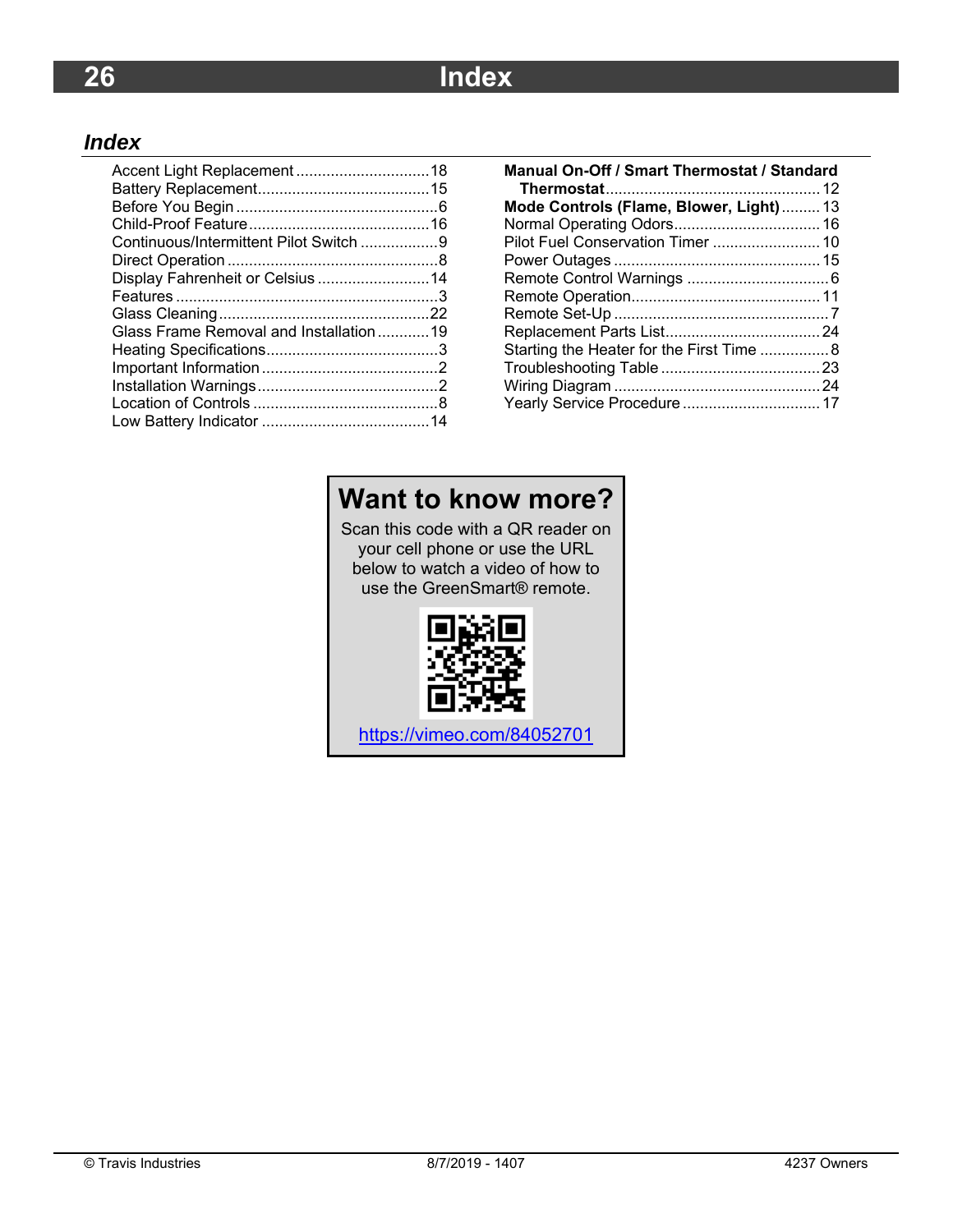## Index

Accent Light Replacement ............................... 18
Battery Replacement ........................................ 15
Before You Begin ............................................... 6
Child-Proof Feature .......................................... 16
Continuous/Intermittent Pilot Switch .................. 9
Direct Operation ................................................. 8
Display Fahrenheit or Celsius .......................... 14
Features ............................................................ 3
Glass Cleaning ................................................. 22
Glass Frame Removal and Installation ............ 19
Heating Specifications ........................................ 3
Important Information ......................................... 2
Installation Warnings .......................................... 2
Location of Controls ........................................... 8
Low Battery Indicator ....................................... 14
**Manual On-Off / Smart Thermostat / Standard Thermostat** ............................................. 12
**Mode Controls (Flame, Blower, Light)** ......... 13
Normal Operating Odors .................................. 16
Pilot Fuel Conservation Timer ......................... 10
Power Outages ................................................ 15
Remote Control Warnings ................................. 6
Remote Operation ............................................ 11
Remote Set-Up .................................................. 7
Replacement Parts List .................................... 24
Starting the Heater for the First Time ................ 8
Troubleshooting Table ..................................... 23
Wiring Diagram ................................................ 24
Yearly Service Procedure ................................ 17

### Want to know more?

Scan this code with a QR reader on your cell phone or use the URL below to watch a video of how to use the GreenSmart® remote.

https://vimeo.com/84052701